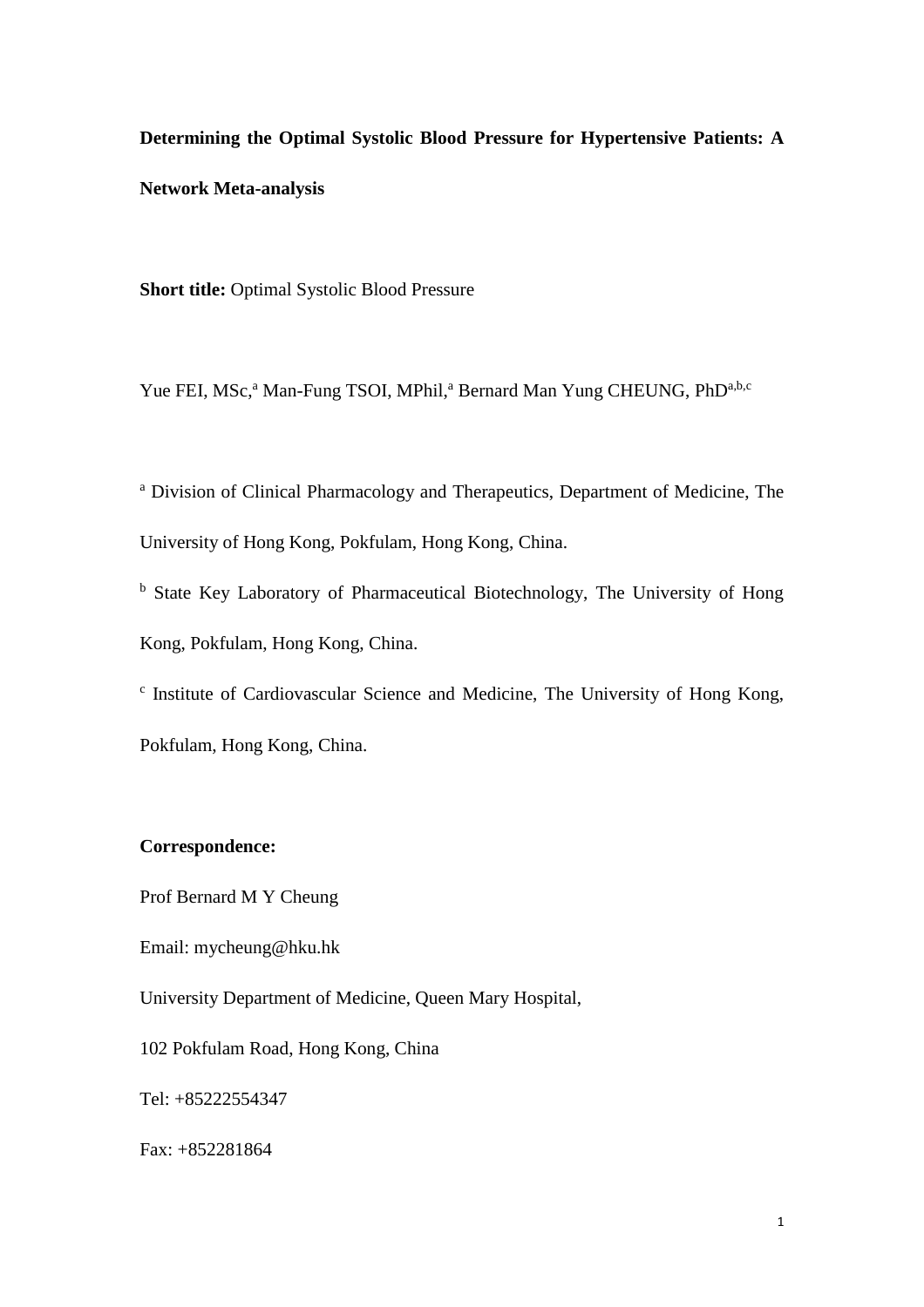**Determining the Optimal Systolic Blood Pressure for Hypertensive Patients: A Network Meta-analysis**

**Short title:** Optimal Systolic Blood Pressure

Yue FEI, MSc,[a] Man-Fung TSOI, MPhil,[a] Bernard Man Yung CHEUNG, PhD[a,b,c]

[a] Division of Clinical Pharmacology and Therapeutics, Department of Medicine, The University of Hong Kong, Pokfulam, Hong Kong, China.

[b] State Key Laboratory of Pharmaceutical Biotechnology, The University of Hong Kong, Pokfulam, Hong Kong, China.

[c] Institute of Cardiovascular Science and Medicine, The University of Hong Kong, Pokfulam, Hong Kong, China.

**Correspondence:**

Prof Bernard M Y Cheung

Email: mycheung@hku.hk

University Department of Medicine, Queen Mary Hospital,

102 Pokfulam Road, Hong Kong, China

Tel: +85222554347

Fax: +852281864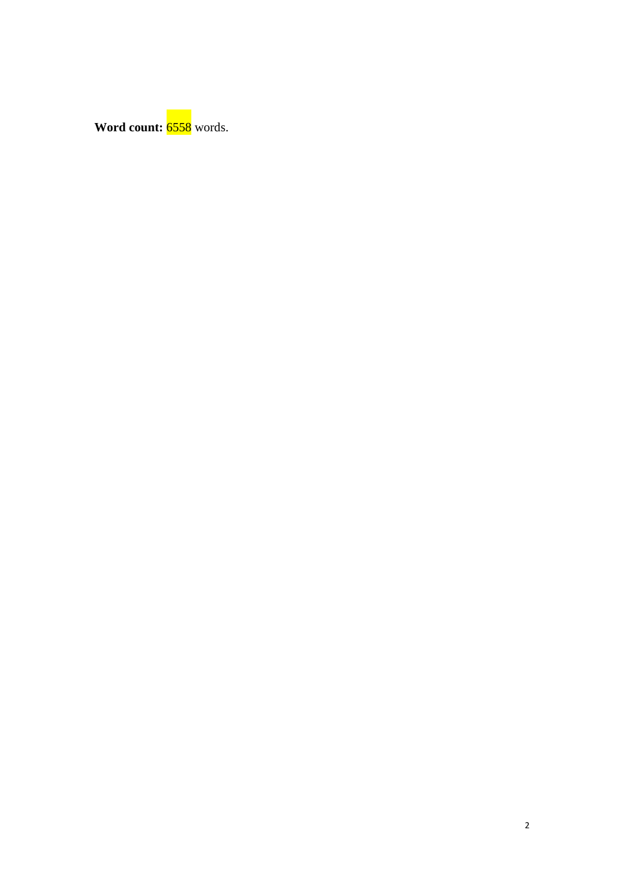**Word count:** 6558 words.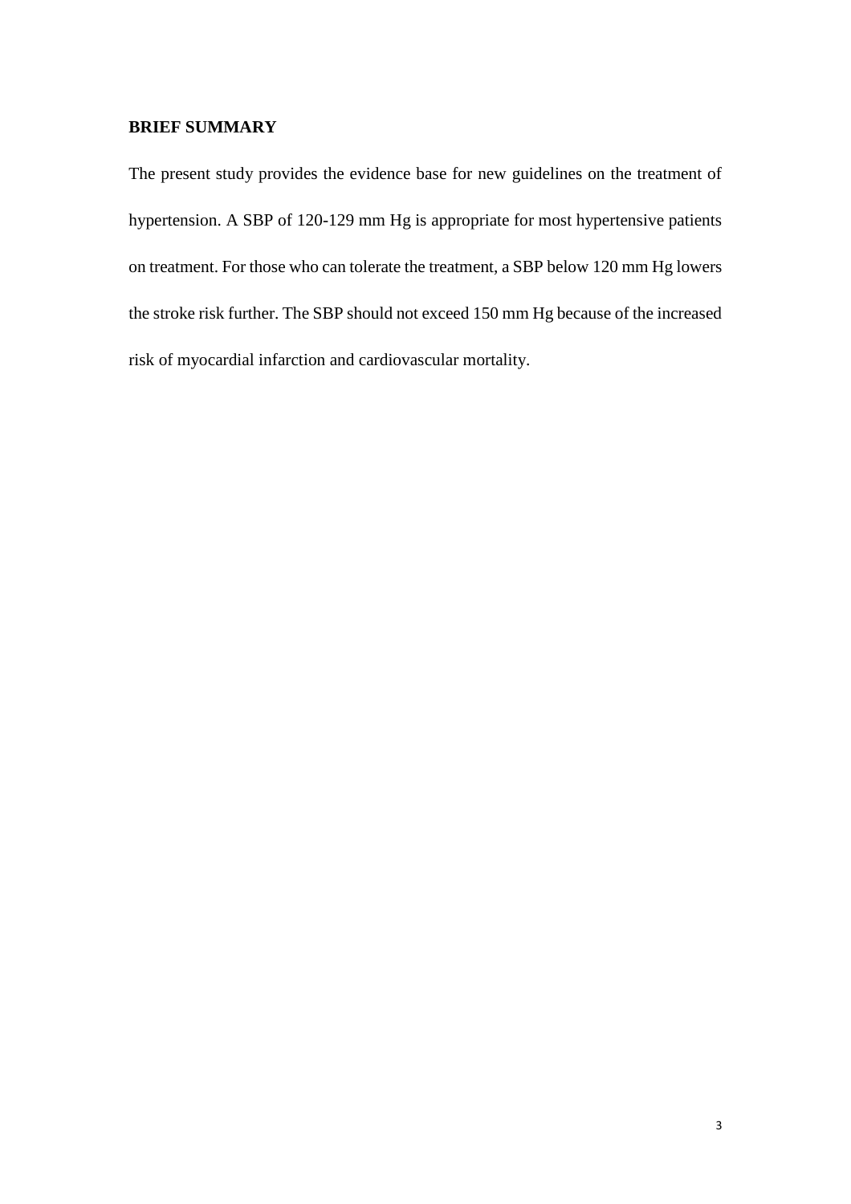**BRIEF SUMMARY**

The present study provides the evidence base for new guidelines on the treatment of hypertension. A SBP of 120-129 mm Hg is appropriate for most hypertensive patients on treatment. For those who can tolerate the treatment, a SBP below 120 mm Hg lowers the stroke risk further. The SBP should not exceed 150 mm Hg because of the increased risk of myocardial infarction and cardiovascular mortality.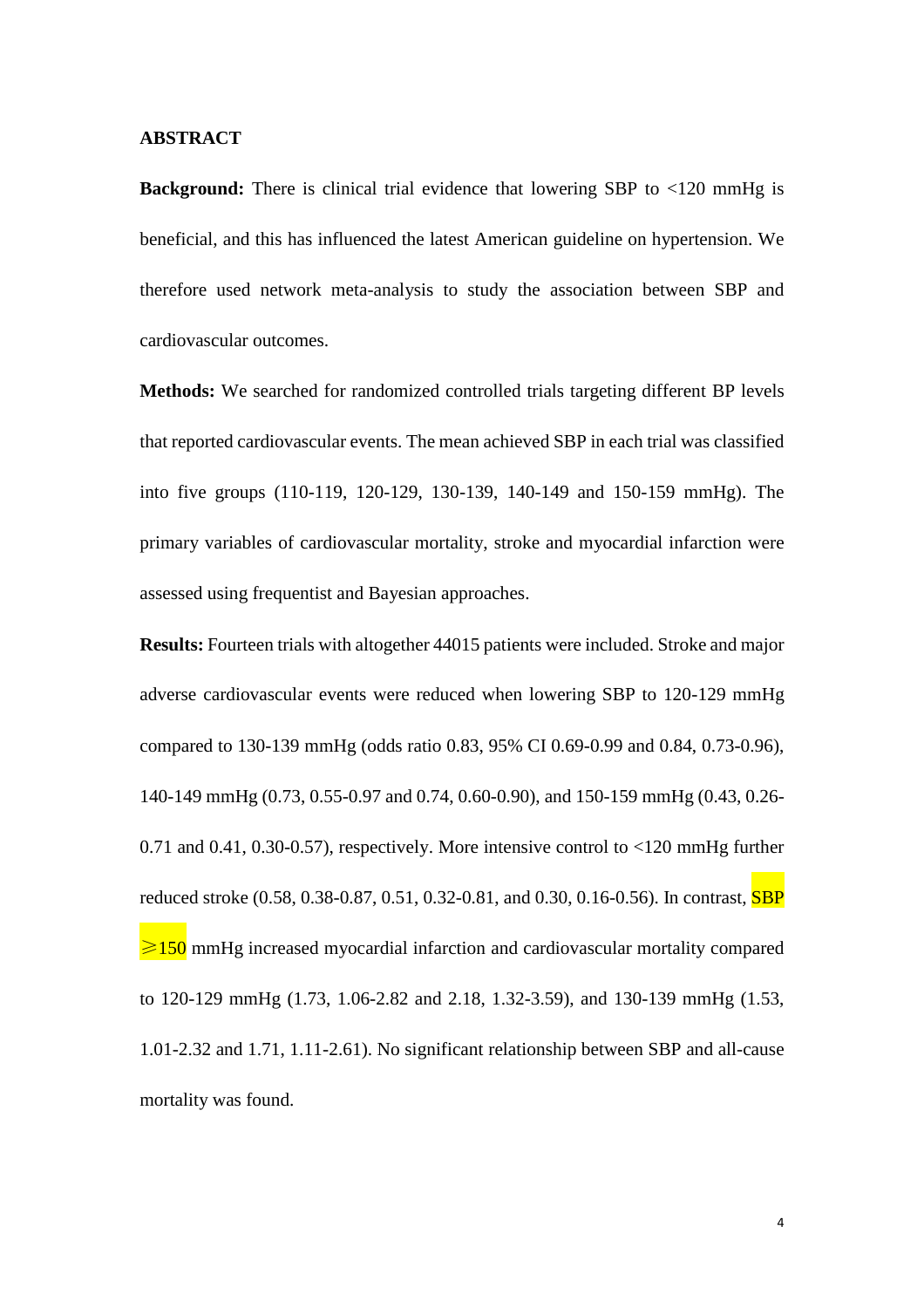## ABSTRACT

**Background:** There is clinical trial evidence that lowering SBP to <120 mmHg is beneficial, and this has influenced the latest American guideline on hypertension. We therefore used network meta-analysis to study the association between SBP and cardiovascular outcomes.

**Methods:** We searched for randomized controlled trials targeting different BP levels that reported cardiovascular events. The mean achieved SBP in each trial was classified into five groups (110-119, 120-129, 130-139, 140-149 and 150-159 mmHg). The primary variables of cardiovascular mortality, stroke and myocardial infarction were assessed using frequentist and Bayesian approaches.

**Results:** Fourteen trials with altogether 44015 patients were included. Stroke and major adverse cardiovascular events were reduced when lowering SBP to 120-129 mmHg compared to 130-139 mmHg (odds ratio 0.83, 95% CI 0.69-0.99 and 0.84, 0.73-0.96), 140-149 mmHg (0.73, 0.55-0.97 and 0.74, 0.60-0.90), and 150-159 mmHg (0.43, 0.26-0.71 and 0.41, 0.30-0.57), respectively. More intensive control to <120 mmHg further reduced stroke (0.58, 0.38-0.87, 0.51, 0.32-0.81, and 0.30, 0.16-0.56). In contrast, SBP ≥150 mmHg increased myocardial infarction and cardiovascular mortality compared to 120-129 mmHg (1.73, 1.06-2.82 and 2.18, 1.32-3.59), and 130-139 mmHg (1.53, 1.01-2.32 and 1.71, 1.11-2.61). No significant relationship between SBP and all-cause mortality was found.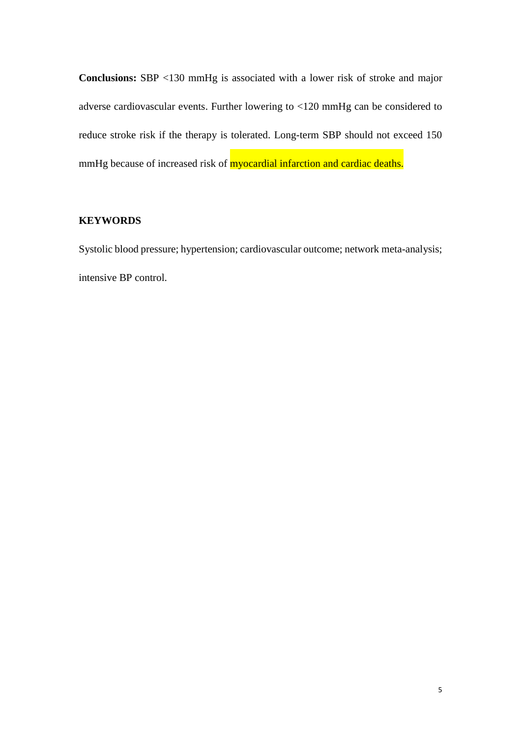**Conclusions:** SBP <130 mmHg is associated with a lower risk of stroke and major adverse cardiovascular events. Further lowering to <120 mmHg can be considered to reduce stroke risk if the therapy is tolerated. Long-term SBP should not exceed 150 mmHg because of increased risk of myocardial infarction and cardiac deaths.

## KEYWORDS

Systolic blood pressure; hypertension; cardiovascular outcome; network meta-analysis; intensive BP control.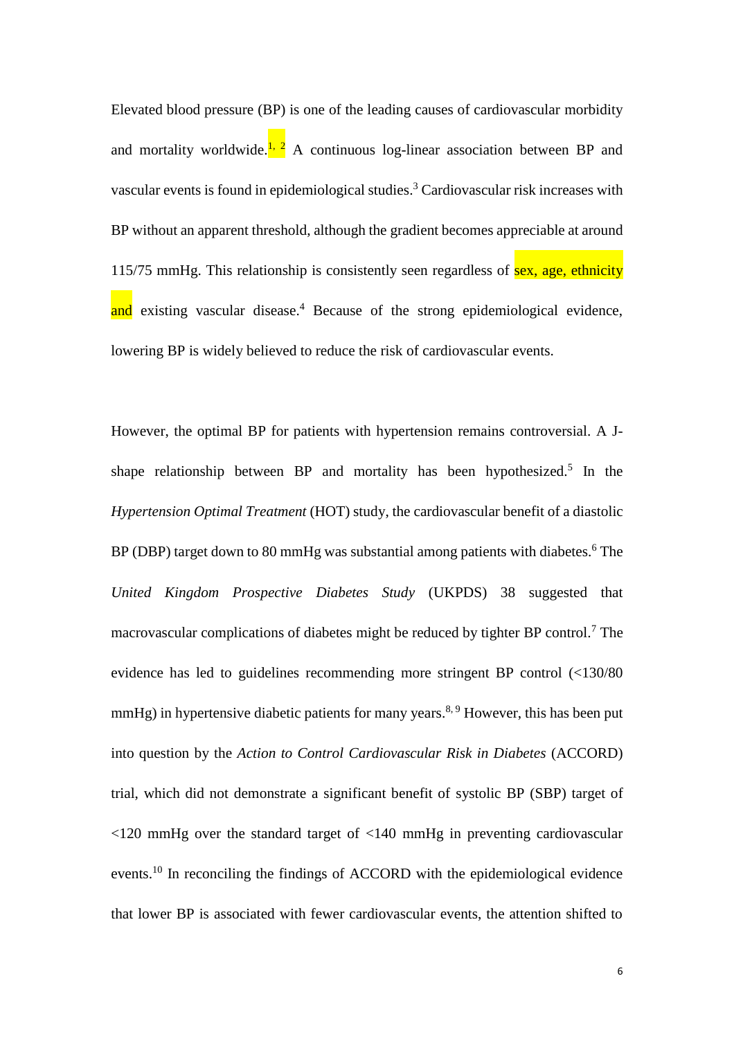Elevated blood pressure (BP) is one of the leading causes of cardiovascular morbidity and mortality worldwide.[1, 2] A continuous log-linear association between BP and vascular events is found in epidemiological studies.[3] Cardiovascular risk increases with BP without an apparent threshold, although the gradient becomes appreciable at around 115/75 mmHg. This relationship is consistently seen regardless of sex, age, ethnicity and existing vascular disease.[4] Because of the strong epidemiological evidence, lowering BP is widely believed to reduce the risk of cardiovascular events.

However, the optimal BP for patients with hypertension remains controversial. A J-shape relationship between BP and mortality has been hypothesized.[5] In the *Hypertension Optimal Treatment* (HOT) study, the cardiovascular benefit of a diastolic BP (DBP) target down to 80 mmHg was substantial among patients with diabetes.[6] The *United Kingdom Prospective Diabetes Study* (UKPDS) 38 suggested that macrovascular complications of diabetes might be reduced by tighter BP control.[7] The evidence has led to guidelines recommending more stringent BP control (<130/80 mmHg) in hypertensive diabetic patients for many years.[8, 9] However, this has been put into question by the *Action to Control Cardiovascular Risk in Diabetes* (ACCORD) trial, which did not demonstrate a significant benefit of systolic BP (SBP) target of <120 mmHg over the standard target of <140 mmHg in preventing cardiovascular events.[10] In reconciling the findings of ACCORD with the epidemiological evidence that lower BP is associated with fewer cardiovascular events, the attention shifted to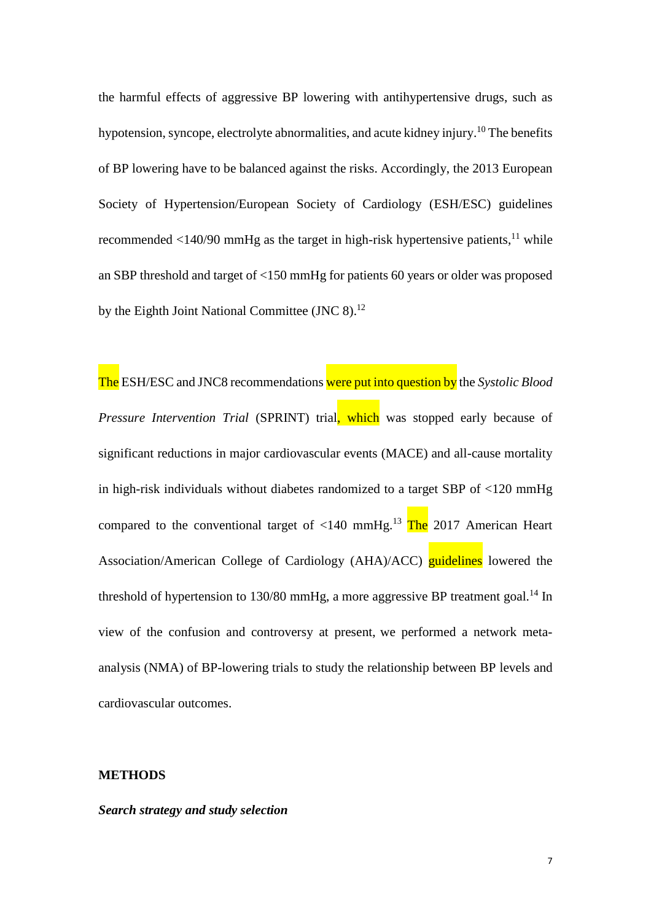the harmful effects of aggressive BP lowering with antihypertensive drugs, such as hypotension, syncope, electrolyte abnormalities, and acute kidney injury.[10] The benefits of BP lowering have to be balanced against the risks. Accordingly, the 2013 European Society of Hypertension/European Society of Cardiology (ESH/ESC) guidelines recommended <140/90 mmHg as the target in high-risk hypertensive patients,[11] while an SBP threshold and target of <150 mmHg for patients 60 years or older was proposed by the Eighth Joint National Committee (JNC 8).[12]

The ESH/ESC and JNC8 recommendations were put into question by the *Systolic Blood Pressure Intervention Trial* (SPRINT) trial, which was stopped early because of significant reductions in major cardiovascular events (MACE) and all-cause mortality in high-risk individuals without diabetes randomized to a target SBP of <120 mmHg compared to the conventional target of <140 mmHg.[13] The 2017 American Heart Association/American College of Cardiology (AHA)/ACC) guidelines lowered the threshold of hypertension to 130/80 mmHg, a more aggressive BP treatment goal.[14] In view of the confusion and controversy at present, we performed a network meta-analysis (NMA) of BP-lowering trials to study the relationship between BP levels and cardiovascular outcomes.

## METHODS

### *Search strategy and study selection*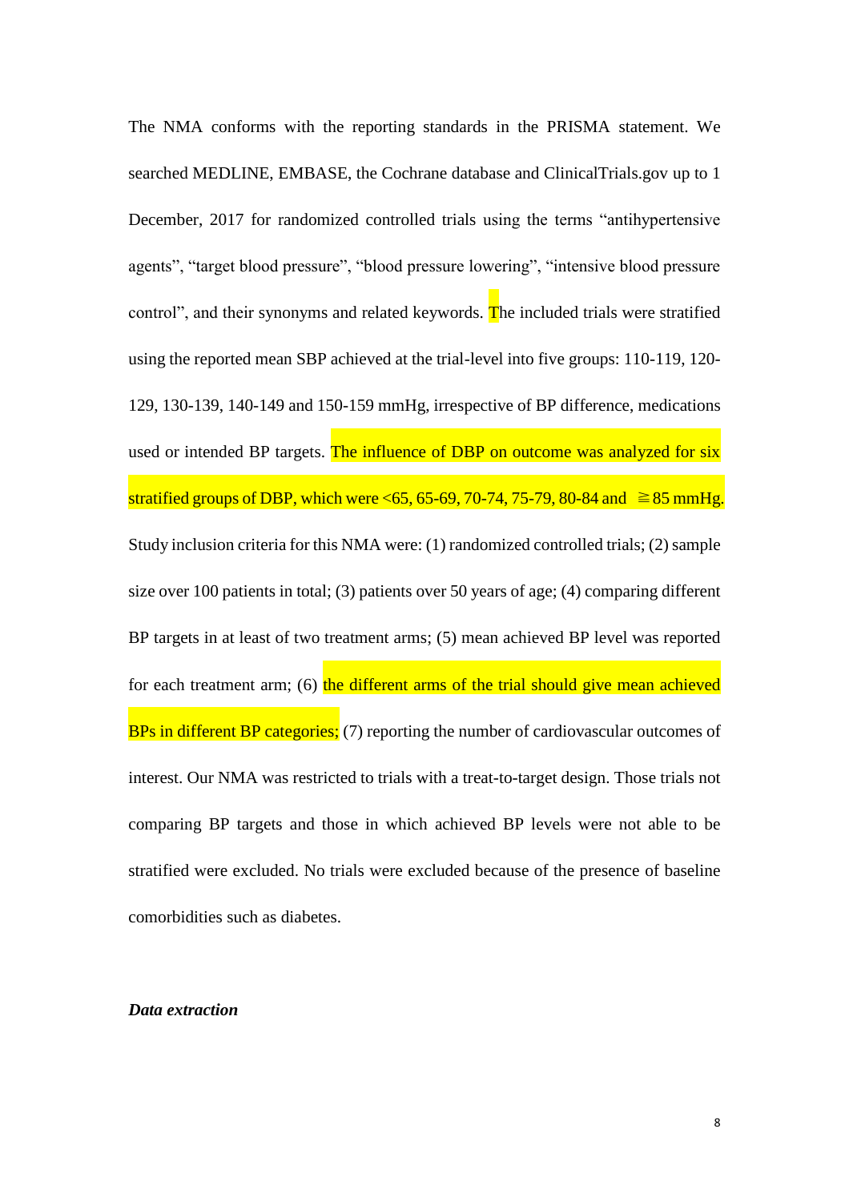The NMA conforms with the reporting standards in the PRISMA statement. We searched MEDLINE, EMBASE, the Cochrane database and ClinicalTrials.gov up to 1 December, 2017 for randomized controlled trials using the terms "antihypertensive agents", "target blood pressure", "blood pressure lowering", "intensive blood pressure control", and their synonyms and related keywords. The included trials were stratified using the reported mean SBP achieved at the trial-level into five groups: 110-119, 120-129, 130-139, 140-149 and 150-159 mmHg, irrespective of BP difference, medications used or intended BP targets. The influence of DBP on outcome was analyzed for six stratified groups of DBP, which were <65, 65-69, 70-74, 75-79, 80-84 and ≧85 mmHg. Study inclusion criteria for this NMA were: (1) randomized controlled trials; (2) sample size over 100 patients in total; (3) patients over 50 years of age; (4) comparing different BP targets in at least of two treatment arms; (5) mean achieved BP level was reported for each treatment arm; (6) the different arms of the trial should give mean achieved BPs in different BP categories; (7) reporting the number of cardiovascular outcomes of interest. Our NMA was restricted to trials with a treat-to-target design. Those trials not comparing BP targets and those in which achieved BP levels were not able to be stratified were excluded. No trials were excluded because of the presence of baseline comorbidities such as diabetes.

***Data extraction***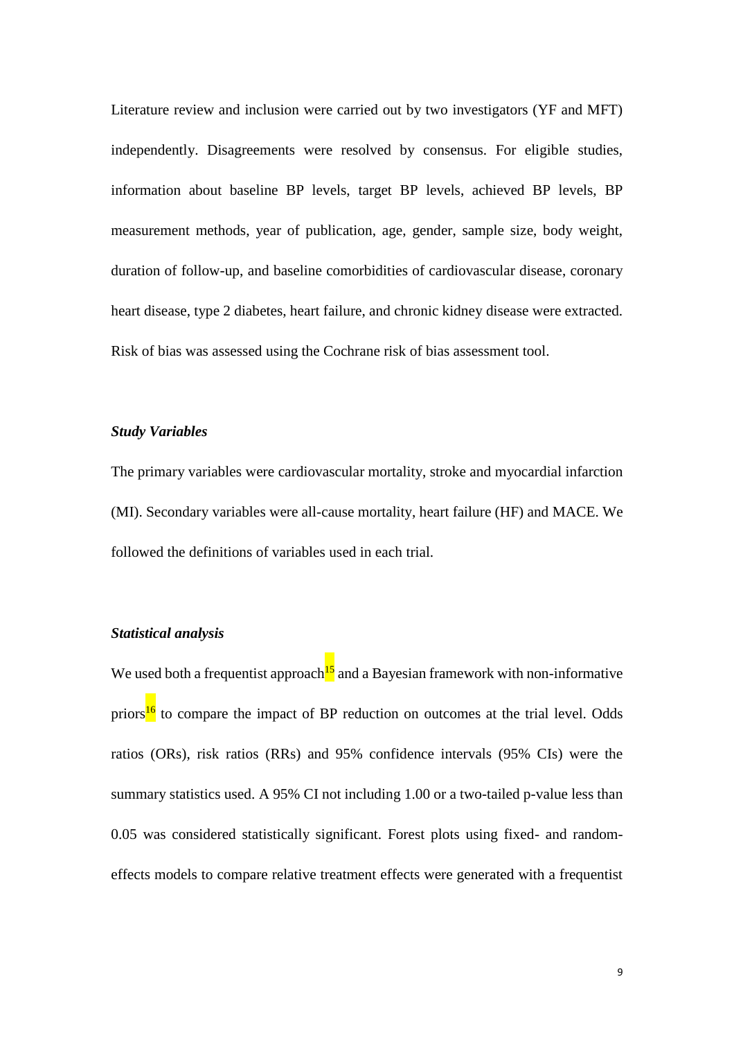Literature review and inclusion were carried out by two investigators (YF and MFT) independently. Disagreements were resolved by consensus. For eligible studies, information about baseline BP levels, target BP levels, achieved BP levels, BP measurement methods, year of publication, age, gender, sample size, body weight, duration of follow-up, and baseline comorbidities of cardiovascular disease, coronary heart disease, type 2 diabetes, heart failure, and chronic kidney disease were extracted. Risk of bias was assessed using the Cochrane risk of bias assessment tool.

### *Study Variables*

The primary variables were cardiovascular mortality, stroke and myocardial infarction (MI). Secondary variables were all-cause mortality, heart failure (HF) and MACE. We followed the definitions of variables used in each trial.

### *Statistical analysis*

We used both a frequentist approach[15] and a Bayesian framework with non-informative priors[16] to compare the impact of BP reduction on outcomes at the trial level. Odds ratios (ORs), risk ratios (RRs) and 95% confidence intervals (95% CIs) were the summary statistics used. A 95% CI not including 1.00 or a two-tailed p-value less than 0.05 was considered statistically significant. Forest plots using fixed- and random-effects models to compare relative treatment effects were generated with a frequentist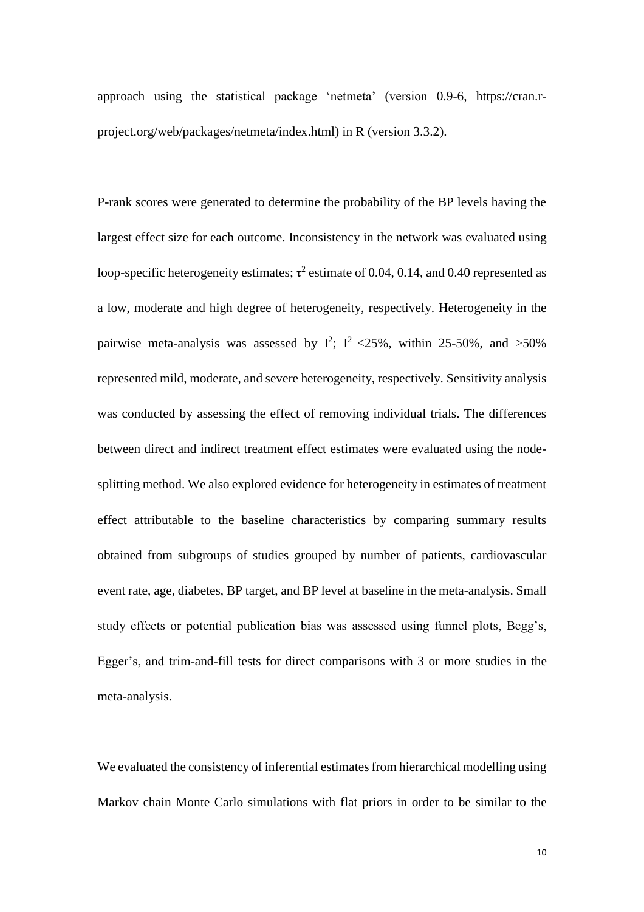approach using the statistical package 'netmeta' (version 0.9-6, https://cran.r-project.org/web/packages/netmeta/index.html) in R (version 3.3.2).

P-rank scores were generated to determine the probability of the BP levels having the largest effect size for each outcome. Inconsistency in the network was evaluated using loop-specific heterogeneity estimates; $\tau^2$ estimate of 0.04, 0.14, and 0.40 represented as a low, moderate and high degree of heterogeneity, respectively. Heterogeneity in the pairwise meta-analysis was assessed by $I^2$; $I^2$ <25%, within 25-50%, and >50% represented mild, moderate, and severe heterogeneity, respectively. Sensitivity analysis was conducted by assessing the effect of removing individual trials. The differences between direct and indirect treatment effect estimates were evaluated using the node-splitting method. We also explored evidence for heterogeneity in estimates of treatment effect attributable to the baseline characteristics by comparing summary results obtained from subgroups of studies grouped by number of patients, cardiovascular event rate, age, diabetes, BP target, and BP level at baseline in the meta-analysis. Small study effects or potential publication bias was assessed using funnel plots, Begg's, Egger's, and trim-and-fill tests for direct comparisons with 3 or more studies in the meta-analysis.

We evaluated the consistency of inferential estimates from hierarchical modelling using Markov chain Monte Carlo simulations with flat priors in order to be similar to the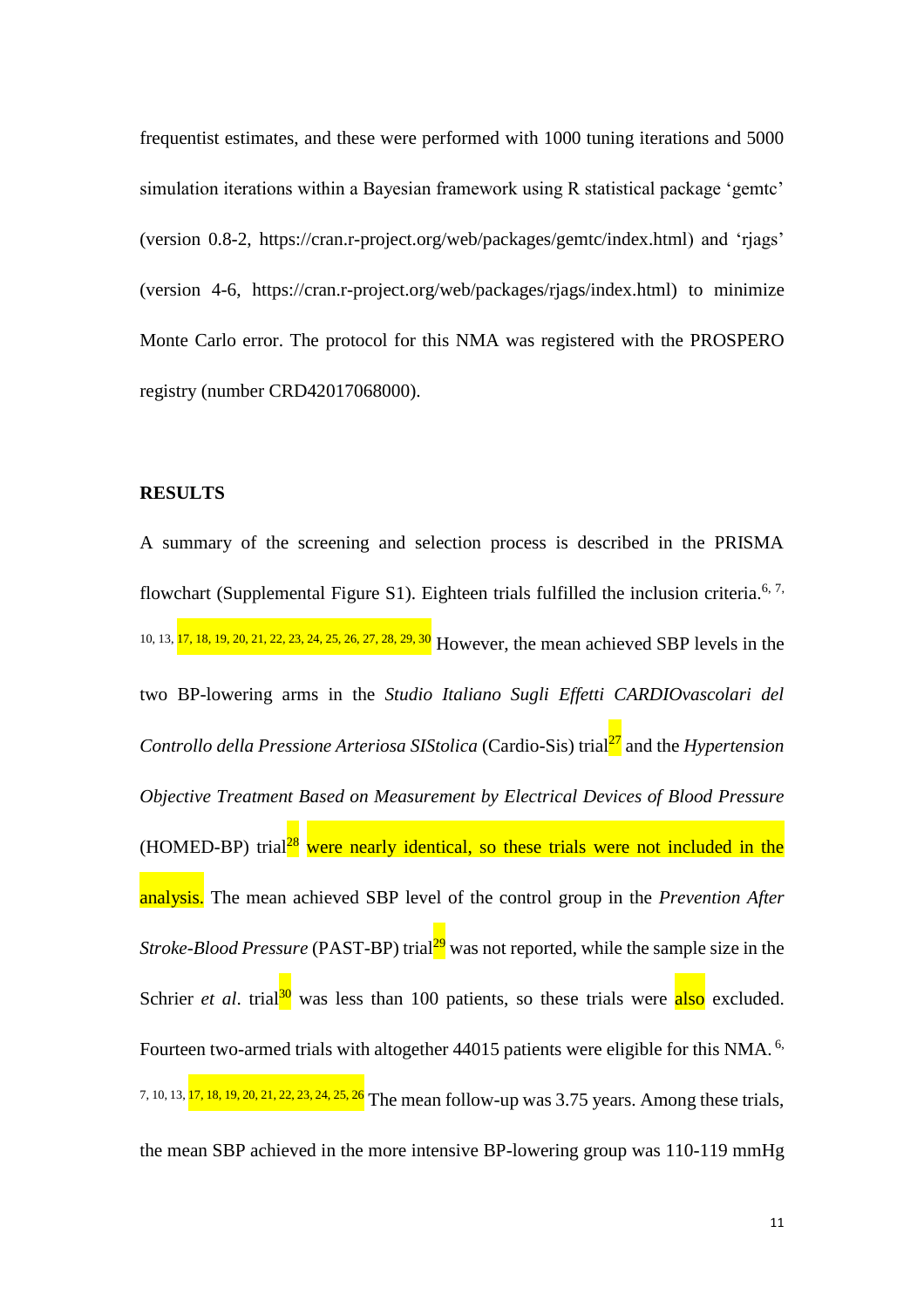frequentist estimates, and these were performed with 1000 tuning iterations and 5000 simulation iterations within a Bayesian framework using R statistical package 'gemtc' (version 0.8-2, https://cran.r-project.org/web/packages/gemtc/index.html) and 'rjags' (version 4-6, https://cran.r-project.org/web/packages/rjags/index.html) to minimize Monte Carlo error. The protocol for this NMA was registered with the PROSPERO registry (number CRD42017068000).

## RESULTS

A summary of the screening and selection process is described in the PRISMA flowchart (Supplemental Figure S1). Eighteen trials fulfilled the inclusion criteria.[6, 7, 10, 13, 17, 18, 19, 20, 21, 22, 23, 24, 25, 26, 27, 28, 29, 30] However, the mean achieved SBP levels in the two BP-lowering arms in the *Studio Italiano Sugli Effetti CARDIOvascolari del Controllo della Pressione Arteriosa SIStolica* (Cardio-Sis) trial[27] and the *Hypertension Objective Treatment Based on Measurement by Electrical Devices of Blood Pressure* (HOMED-BP) trial[28] were nearly identical, so these trials were not included in the analysis. The mean achieved SBP level of the control group in the *Prevention After Stroke-Blood Pressure* (PAST-BP) trial[29] was not reported, while the sample size in the Schrier *et al*. trial[30] was less than 100 patients, so these trials were also excluded. Fourteen two-armed trials with altogether 44015 patients were eligible for this NMA.[6, 7, 10, 13, 17, 18, 19, 20, 21, 22, 23, 24, 25, 26] The mean follow-up was 3.75 years. Among these trials, the mean SBP achieved in the more intensive BP-lowering group was 110-119 mmHg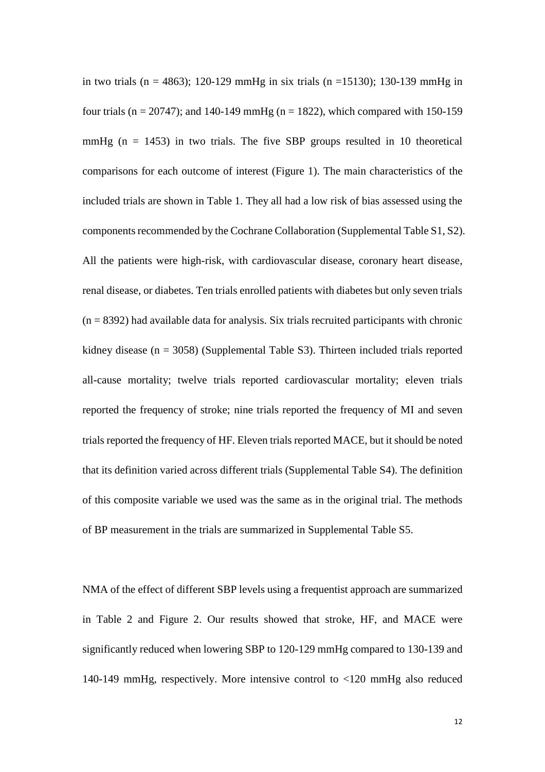in two trials (n = 4863); 120-129 mmHg in six trials (n =15130); 130-139 mmHg in four trials (n = 20747); and 140-149 mmHg (n = 1822), which compared with 150-159 mmHg (n = 1453) in two trials. The five SBP groups resulted in 10 theoretical comparisons for each outcome of interest (Figure 1). The main characteristics of the included trials are shown in Table 1. They all had a low risk of bias assessed using the components recommended by the Cochrane Collaboration (Supplemental Table S1, S2). All the patients were high-risk, with cardiovascular disease, coronary heart disease, renal disease, or diabetes. Ten trials enrolled patients with diabetes but only seven trials (n = 8392) had available data for analysis. Six trials recruited participants with chronic kidney disease (n = 3058) (Supplemental Table S3). Thirteen included trials reported all-cause mortality; twelve trials reported cardiovascular mortality; eleven trials reported the frequency of stroke; nine trials reported the frequency of MI and seven trials reported the frequency of HF. Eleven trials reported MACE, but it should be noted that its definition varied across different trials (Supplemental Table S4). The definition of this composite variable we used was the same as in the original trial. The methods of BP measurement in the trials are summarized in Supplemental Table S5.

NMA of the effect of different SBP levels using a frequentist approach are summarized in Table 2 and Figure 2. Our results showed that stroke, HF, and MACE were significantly reduced when lowering SBP to 120-129 mmHg compared to 130-139 and 140-149 mmHg, respectively. More intensive control to <120 mmHg also reduced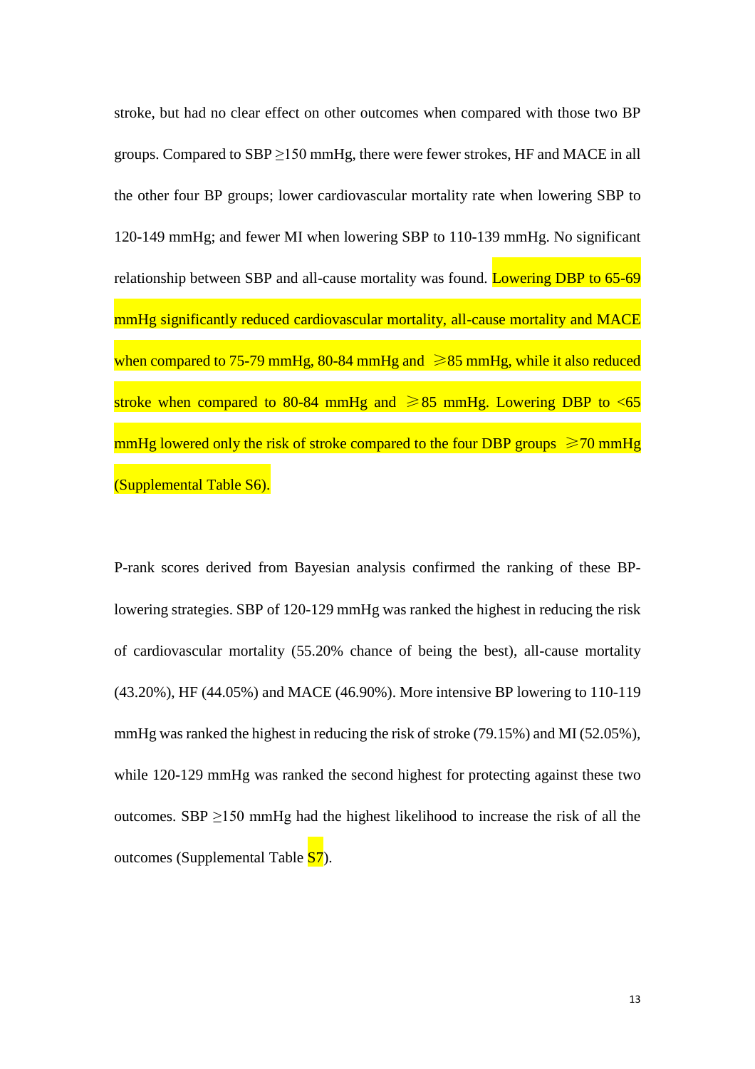stroke, but had no clear effect on other outcomes when compared with those two BP groups. Compared to SBP ≥150 mmHg, there were fewer strokes, HF and MACE in all the other four BP groups; lower cardiovascular mortality rate when lowering SBP to 120-149 mmHg; and fewer MI when lowering SBP to 110-139 mmHg. No significant relationship between SBP and all-cause mortality was found. Lowering DBP to 65-69 mmHg significantly reduced cardiovascular mortality, all-cause mortality and MACE when compared to 75-79 mmHg, 80-84 mmHg and ⩾85 mmHg, while it also reduced stroke when compared to 80-84 mmHg and ⩾85 mmHg. Lowering DBP to <65 mmHg lowered only the risk of stroke compared to the four DBP groups ⩾70 mmHg (Supplemental Table S6).

P-rank scores derived from Bayesian analysis confirmed the ranking of these BP-lowering strategies. SBP of 120-129 mmHg was ranked the highest in reducing the risk of cardiovascular mortality (55.20% chance of being the best), all-cause mortality (43.20%), HF (44.05%) and MACE (46.90%). More intensive BP lowering to 110-119 mmHg was ranked the highest in reducing the risk of stroke (79.15%) and MI (52.05%), while 120-129 mmHg was ranked the second highest for protecting against these two outcomes. SBP ≥150 mmHg had the highest likelihood to increase the risk of all the outcomes (Supplemental Table S7).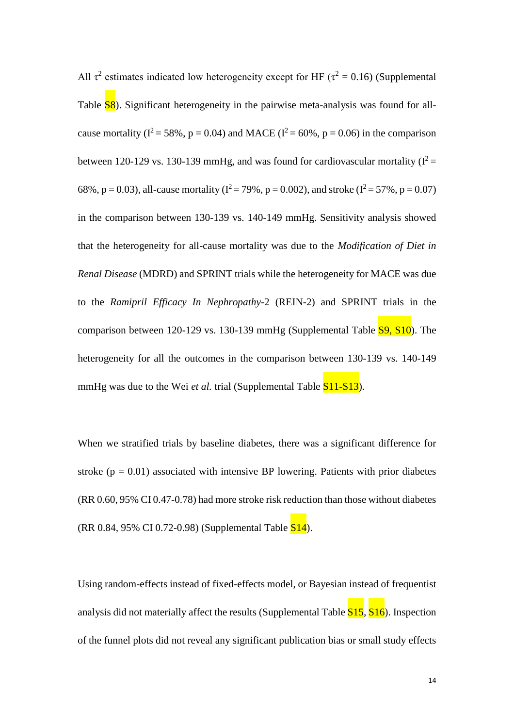All $\tau^2$ estimates indicated low heterogeneity except for HF ($\tau^2 = 0.16$) (Supplemental Table S8). Significant heterogeneity in the pairwise meta-analysis was found for all-cause mortality ($I^2 = 58\%$, $p = 0.04$) and MACE ($I^2 = 60\%$, $p = 0.06$) in the comparison between 120-129 vs. 130-139 mmHg, and was found for cardiovascular mortality ($I^2 = 68\%$, $p = 0.03$), all-cause mortality ($I^2 = 79\%$, $p = 0.002$), and stroke ($I^2 = 57\%$, $p = 0.07$) in the comparison between 130-139 vs. 140-149 mmHg. Sensitivity analysis showed that the heterogeneity for all-cause mortality was due to the *Modification of Diet in Renal Disease* (MDRD) and SPRINT trials while the heterogeneity for MACE was due to the *Ramipril Efficacy In Nephropathy*-2 (REIN-2) and SPRINT trials in the comparison between 120-129 vs. 130-139 mmHg (Supplemental Table S9, S10). The heterogeneity for all the outcomes in the comparison between 130-139 vs. 140-149 mmHg was due to the Wei *et al.* trial (Supplemental Table S11-S13).

When we stratified trials by baseline diabetes, there was a significant difference for stroke ($p = 0.01$) associated with intensive BP lowering. Patients with prior diabetes (RR 0.60, 95% CI 0.47-0.78) had more stroke risk reduction than those without diabetes (RR 0.84, 95% CI 0.72-0.98) (Supplemental Table S14).

Using random-effects instead of fixed-effects model, or Bayesian instead of frequentist analysis did not materially affect the results (Supplemental Table S15, S16). Inspection of the funnel plots did not reveal any significant publication bias or small study effects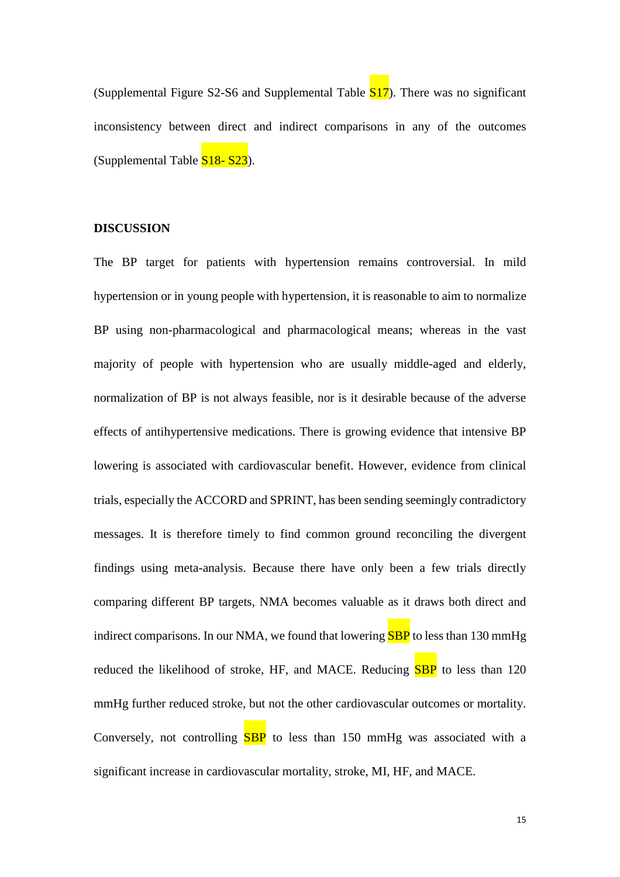(Supplemental Figure S2-S6 and Supplemental Table S17). There was no significant inconsistency between direct and indirect comparisons in any of the outcomes (Supplemental Table S18- S23).

## DISCUSSION

The BP target for patients with hypertension remains controversial. In mild hypertension or in young people with hypertension, it is reasonable to aim to normalize BP using non-pharmacological and pharmacological means; whereas in the vast majority of people with hypertension who are usually middle-aged and elderly, normalization of BP is not always feasible, nor is it desirable because of the adverse effects of antihypertensive medications. There is growing evidence that intensive BP lowering is associated with cardiovascular benefit. However, evidence from clinical trials, especially the ACCORD and SPRINT, has been sending seemingly contradictory messages. It is therefore timely to find common ground reconciling the divergent findings using meta-analysis. Because there have only been a few trials directly comparing different BP targets, NMA becomes valuable as it draws both direct and indirect comparisons. In our NMA, we found that lowering SBP to less than 130 mmHg reduced the likelihood of stroke, HF, and MACE. Reducing SBP to less than 120 mmHg further reduced stroke, but not the other cardiovascular outcomes or mortality. Conversely, not controlling SBP to less than 150 mmHg was associated with a significant increase in cardiovascular mortality, stroke, MI, HF, and MACE.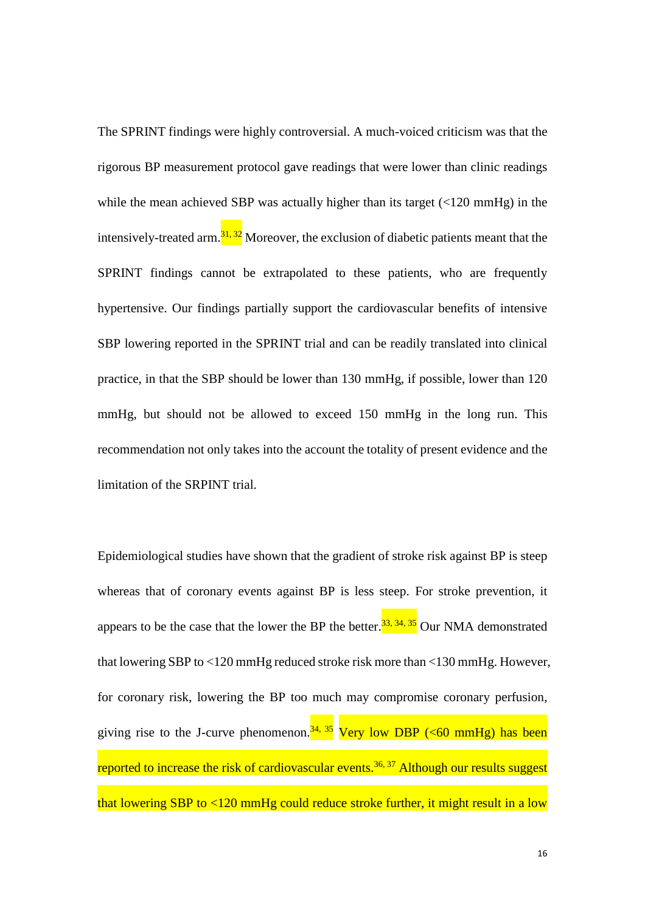The SPRINT findings were highly controversial. A much-voiced criticism was that the rigorous BP measurement protocol gave readings that were lower than clinic readings while the mean achieved SBP was actually higher than its target (<120 mmHg) in the intensively-treated arm.[31, 32] Moreover, the exclusion of diabetic patients meant that the SPRINT findings cannot be extrapolated to these patients, who are frequently hypertensive. Our findings partially support the cardiovascular benefits of intensive SBP lowering reported in the SPRINT trial and can be readily translated into clinical practice, in that the SBP should be lower than 130 mmHg, if possible, lower than 120 mmHg, but should not be allowed to exceed 150 mmHg in the long run. This recommendation not only takes into the account the totality of present evidence and the limitation of the SRPINT trial.

Epidemiological studies have shown that the gradient of stroke risk against BP is steep whereas that of coronary events against BP is less steep. For stroke prevention, it appears to be the case that the lower the BP the better.[33, 34, 35] Our NMA demonstrated that lowering SBP to <120 mmHg reduced stroke risk more than <130 mmHg. However, for coronary risk, lowering the BP too much may compromise coronary perfusion, giving rise to the J-curve phenomenon.[34, 35] Very low DBP (<60 mmHg) has been reported to increase the risk of cardiovascular events.[36, 37] Although our results suggest that lowering SBP to <120 mmHg could reduce stroke further, it might result in a low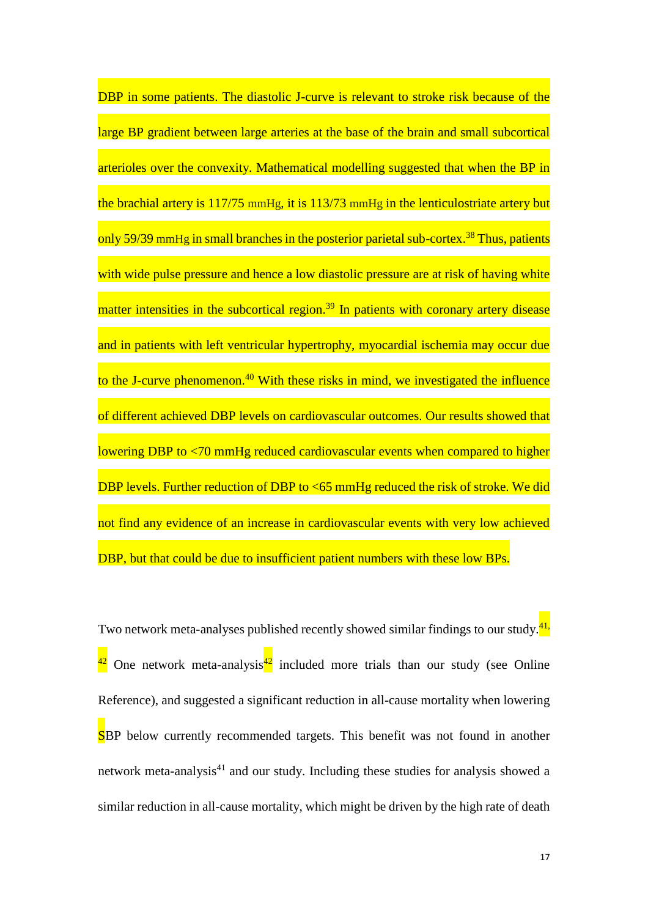DBP in some patients. The diastolic J-curve is relevant to stroke risk because of the large BP gradient between large arteries at the base of the brain and small subcortical arterioles over the convexity. Mathematical modelling suggested that when the BP in the brachial artery is 117/75 mmHg, it is 113/73 mmHg in the lenticulostriate artery but only 59/39 mmHg in small branches in the posterior parietal sub-cortex.[38] Thus, patients with wide pulse pressure and hence a low diastolic pressure are at risk of having white matter intensities in the subcortical region.[39] In patients with coronary artery disease and in patients with left ventricular hypertrophy, myocardial ischemia may occur due to the J-curve phenomenon.[40] With these risks in mind, we investigated the influence of different achieved DBP levels on cardiovascular outcomes. Our results showed that lowering DBP to <70 mmHg reduced cardiovascular events when compared to higher DBP levels. Further reduction of DBP to <65 mmHg reduced the risk of stroke. We did not find any evidence of an increase in cardiovascular events with very low achieved DBP, but that could be due to insufficient patient numbers with these low BPs.

Two network meta-analyses published recently showed similar findings to our study.[41, 42] One network meta-analysis[42] included more trials than our study (see Online Reference), and suggested a significant reduction in all-cause mortality when lowering SBP below currently recommended targets. This benefit was not found in another network meta-analysis[41] and our study. Including these studies for analysis showed a similar reduction in all-cause mortality, which might be driven by the high rate of death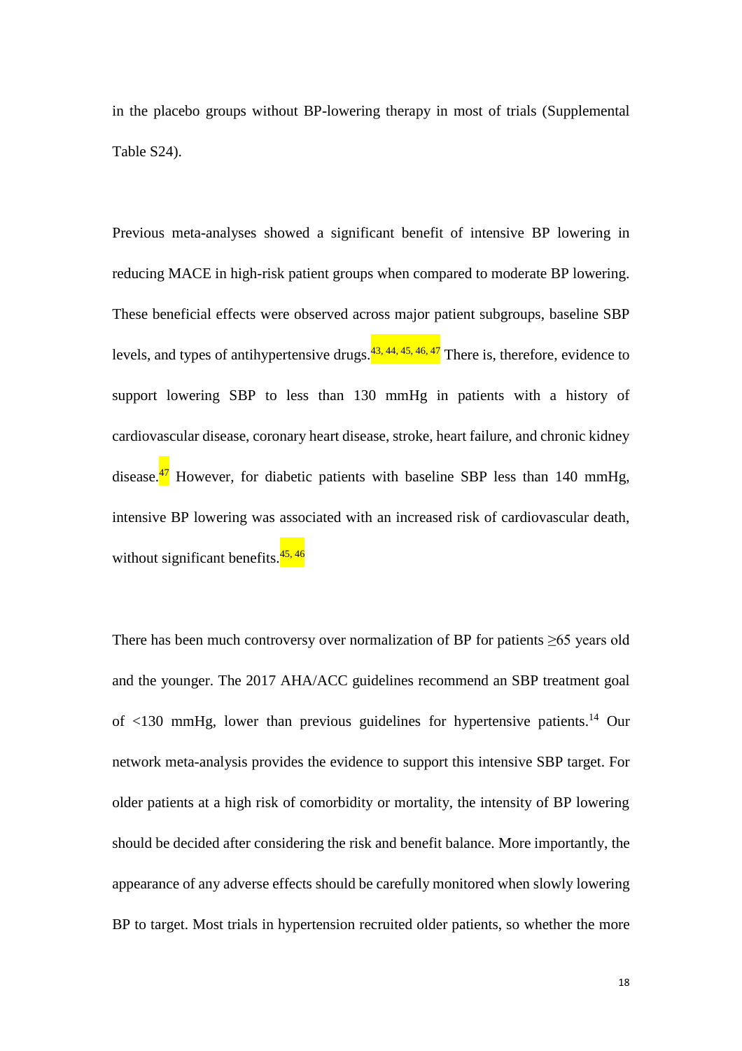in the placebo groups without BP-lowering therapy in most of trials (Supplemental Table S24).

Previous meta-analyses showed a significant benefit of intensive BP lowering in reducing MACE in high-risk patient groups when compared to moderate BP lowering. These beneficial effects were observed across major patient subgroups, baseline SBP levels, and types of antihypertensive drugs.[43, 44, 45, 46, 47] There is, therefore, evidence to support lowering SBP to less than 130 mmHg in patients with a history of cardiovascular disease, coronary heart disease, stroke, heart failure, and chronic kidney disease.[47] However, for diabetic patients with baseline SBP less than 140 mmHg, intensive BP lowering was associated with an increased risk of cardiovascular death, without significant benefits.[45, 46]

There has been much controversy over normalization of BP for patients ≥65 years old and the younger. The 2017 AHA/ACC guidelines recommend an SBP treatment goal of <130 mmHg, lower than previous guidelines for hypertensive patients.[14] Our network meta-analysis provides the evidence to support this intensive SBP target. For older patients at a high risk of comorbidity or mortality, the intensity of BP lowering should be decided after considering the risk and benefit balance. More importantly, the appearance of any adverse effects should be carefully monitored when slowly lowering BP to target. Most trials in hypertension recruited older patients, so whether the more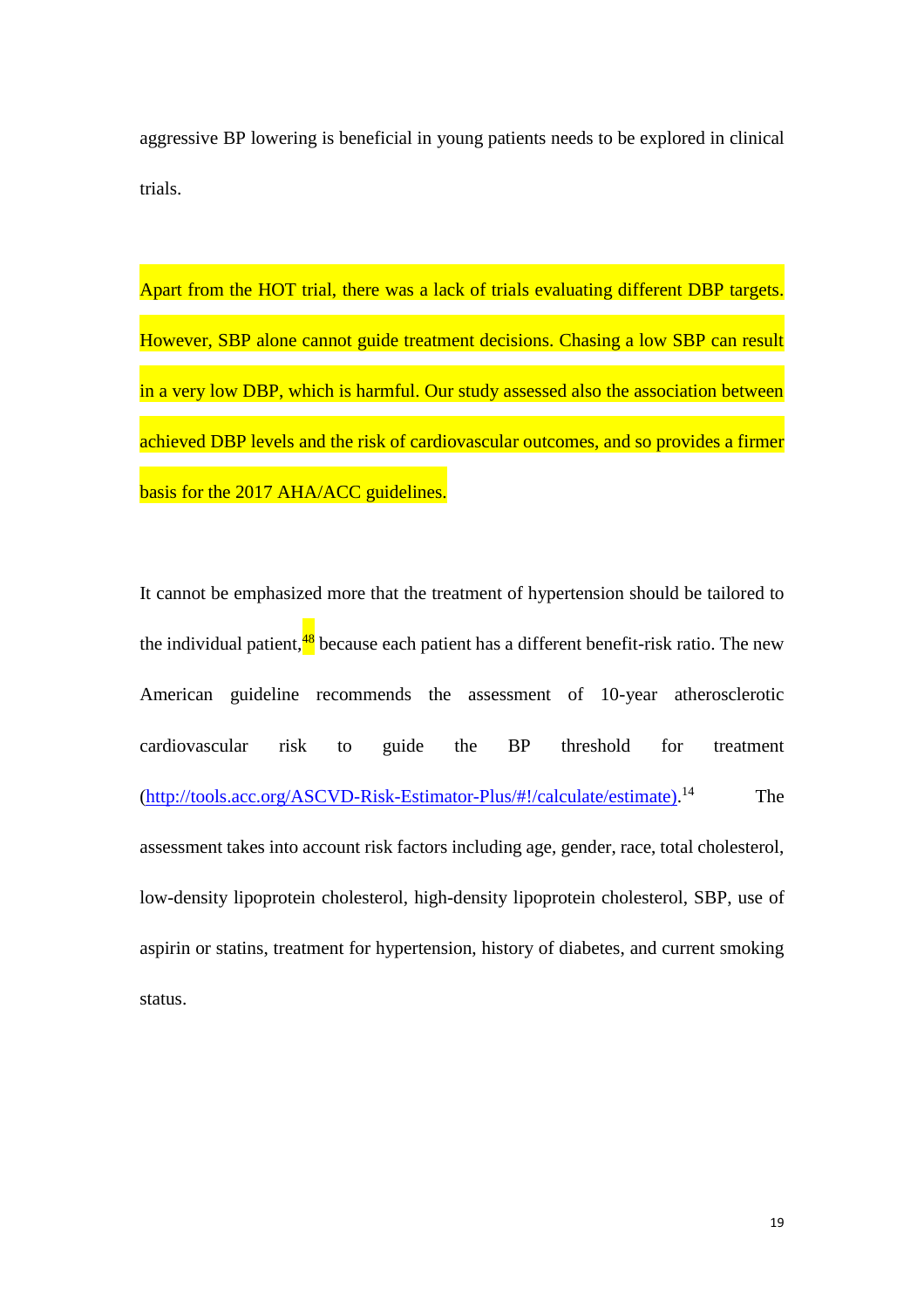aggressive BP lowering is beneficial in young patients needs to be explored in clinical trials.

Apart from the HOT trial, there was a lack of trials evaluating different DBP targets. However, SBP alone cannot guide treatment decisions. Chasing a low SBP can result in a very low DBP, which is harmful. Our study assessed also the association between achieved DBP levels and the risk of cardiovascular outcomes, and so provides a firmer basis for the 2017 AHA/ACC guidelines.

It cannot be emphasized more that the treatment of hypertension should be tailored to the individual patient,[48] because each patient has a different benefit-risk ratio. The new American guideline recommends the assessment of 10-year atherosclerotic cardiovascular risk to guide the BP threshold for treatment (http://tools.acc.org/ASCVD-Risk-Estimator-Plus/#!/calculate/estimate).[14] The assessment takes into account risk factors including age, gender, race, total cholesterol, low-density lipoprotein cholesterol, high-density lipoprotein cholesterol, SBP, use of aspirin or statins, treatment for hypertension, history of diabetes, and current smoking status.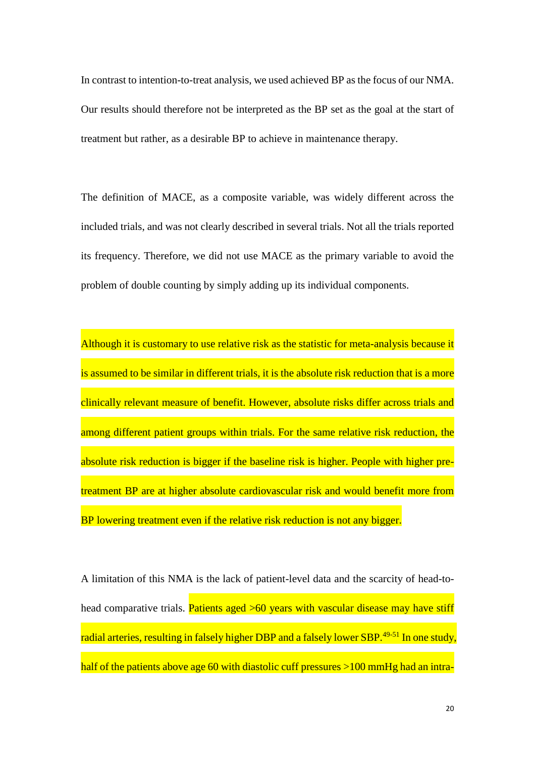In contrast to intention-to-treat analysis, we used achieved BP as the focus of our NMA. Our results should therefore not be interpreted as the BP set as the goal at the start of treatment but rather, as a desirable BP to achieve in maintenance therapy.

The definition of MACE, as a composite variable, was widely different across the included trials, and was not clearly described in several trials. Not all the trials reported its frequency. Therefore, we did not use MACE as the primary variable to avoid the problem of double counting by simply adding up its individual components.

Although it is customary to use relative risk as the statistic for meta-analysis because it is assumed to be similar in different trials, it is the absolute risk reduction that is a more clinically relevant measure of benefit. However, absolute risks differ across trials and among different patient groups within trials. For the same relative risk reduction, the absolute risk reduction is bigger if the baseline risk is higher. People with higher pre-treatment BP are at higher absolute cardiovascular risk and would benefit more from BP lowering treatment even if the relative risk reduction is not any bigger.

A limitation of this NMA is the lack of patient-level data and the scarcity of head-to-head comparative trials. Patients aged >60 years with vascular disease may have stiff radial arteries, resulting in falsely higher DBP and a falsely lower SBP.[49-51] In one study, half of the patients above age 60 with diastolic cuff pressures >100 mmHg had an intra-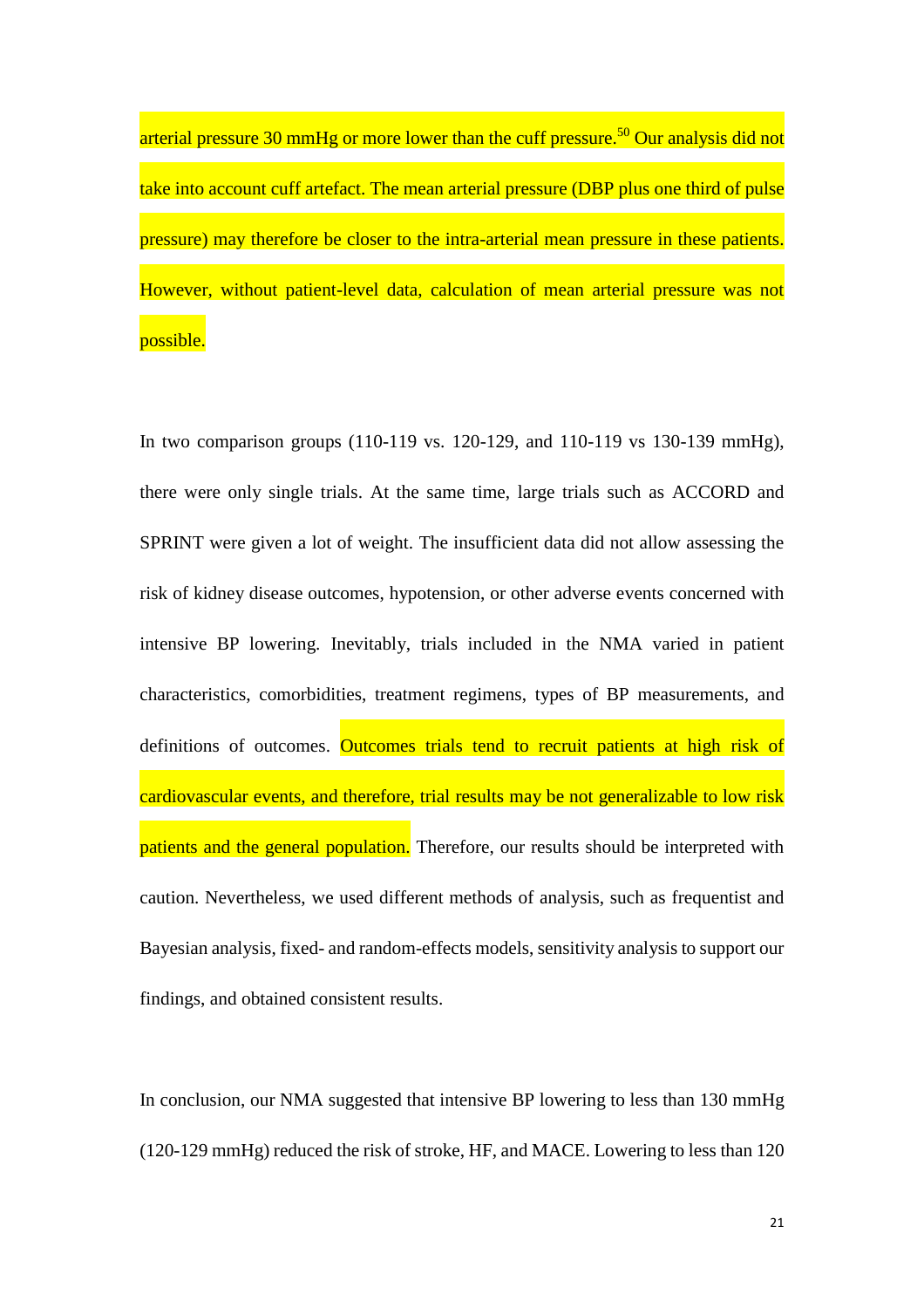arterial pressure 30 mmHg or more lower than the cuff pressure.[50] Our analysis did not take into account cuff artefact. The mean arterial pressure (DBP plus one third of pulse pressure) may therefore be closer to the intra-arterial mean pressure in these patients. However, without patient-level data, calculation of mean arterial pressure was not possible.

In two comparison groups (110-119 vs. 120-129, and 110-119 vs 130-139 mmHg), there were only single trials. At the same time, large trials such as ACCORD and SPRINT were given a lot of weight. The insufficient data did not allow assessing the risk of kidney disease outcomes, hypotension, or other adverse events concerned with intensive BP lowering. Inevitably, trials included in the NMA varied in patient characteristics, comorbidities, treatment regimens, types of BP measurements, and definitions of outcomes. Outcomes trials tend to recruit patients at high risk of cardiovascular events, and therefore, trial results may be not generalizable to low risk patients and the general population. Therefore, our results should be interpreted with caution. Nevertheless, we used different methods of analysis, such as frequentist and Bayesian analysis, fixed- and random-effects models, sensitivity analysis to support our findings, and obtained consistent results.

In conclusion, our NMA suggested that intensive BP lowering to less than 130 mmHg (120-129 mmHg) reduced the risk of stroke, HF, and MACE. Lowering to less than 120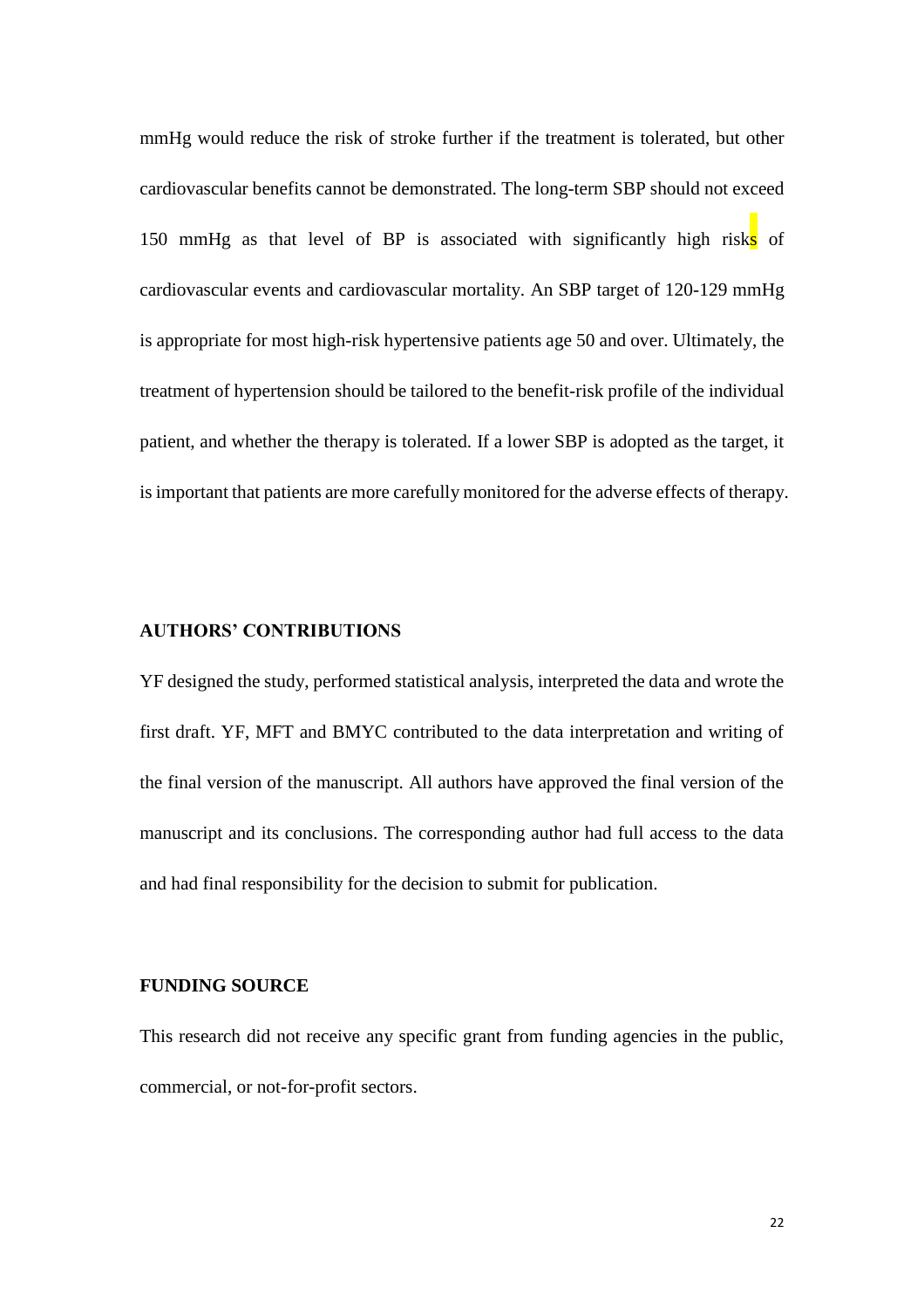mmHg would reduce the risk of stroke further if the treatment is tolerated, but other cardiovascular benefits cannot be demonstrated. The long-term SBP should not exceed 150 mmHg as that level of BP is associated with significantly high risks of cardiovascular events and cardiovascular mortality. An SBP target of 120-129 mmHg is appropriate for most high-risk hypertensive patients age 50 and over. Ultimately, the treatment of hypertension should be tailored to the benefit-risk profile of the individual patient, and whether the therapy is tolerated. If a lower SBP is adopted as the target, it is important that patients are more carefully monitored for the adverse effects of therapy.

## AUTHORS' CONTRIBUTIONS

YF designed the study, performed statistical analysis, interpreted the data and wrote the first draft. YF, MFT and BMYC contributed to the data interpretation and writing of the final version of the manuscript. All authors have approved the final version of the manuscript and its conclusions. The corresponding author had full access to the data and had final responsibility for the decision to submit for publication.

## FUNDING SOURCE

This research did not receive any specific grant from funding agencies in the public, commercial, or not-for-profit sectors.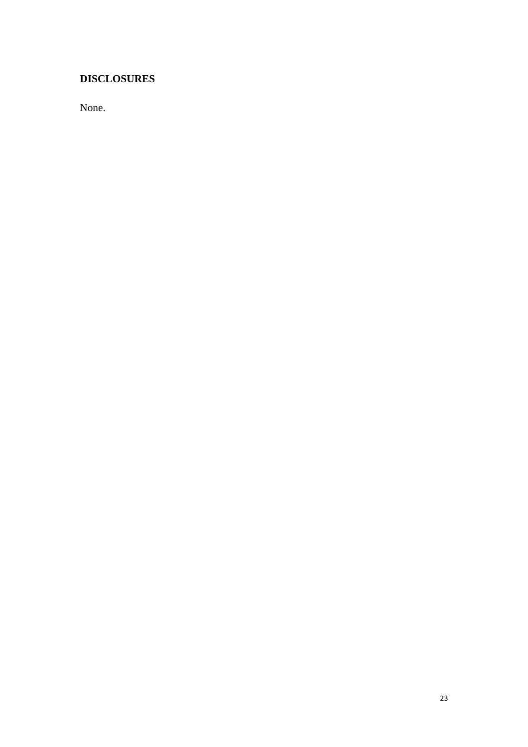## DISCLOSURES

None.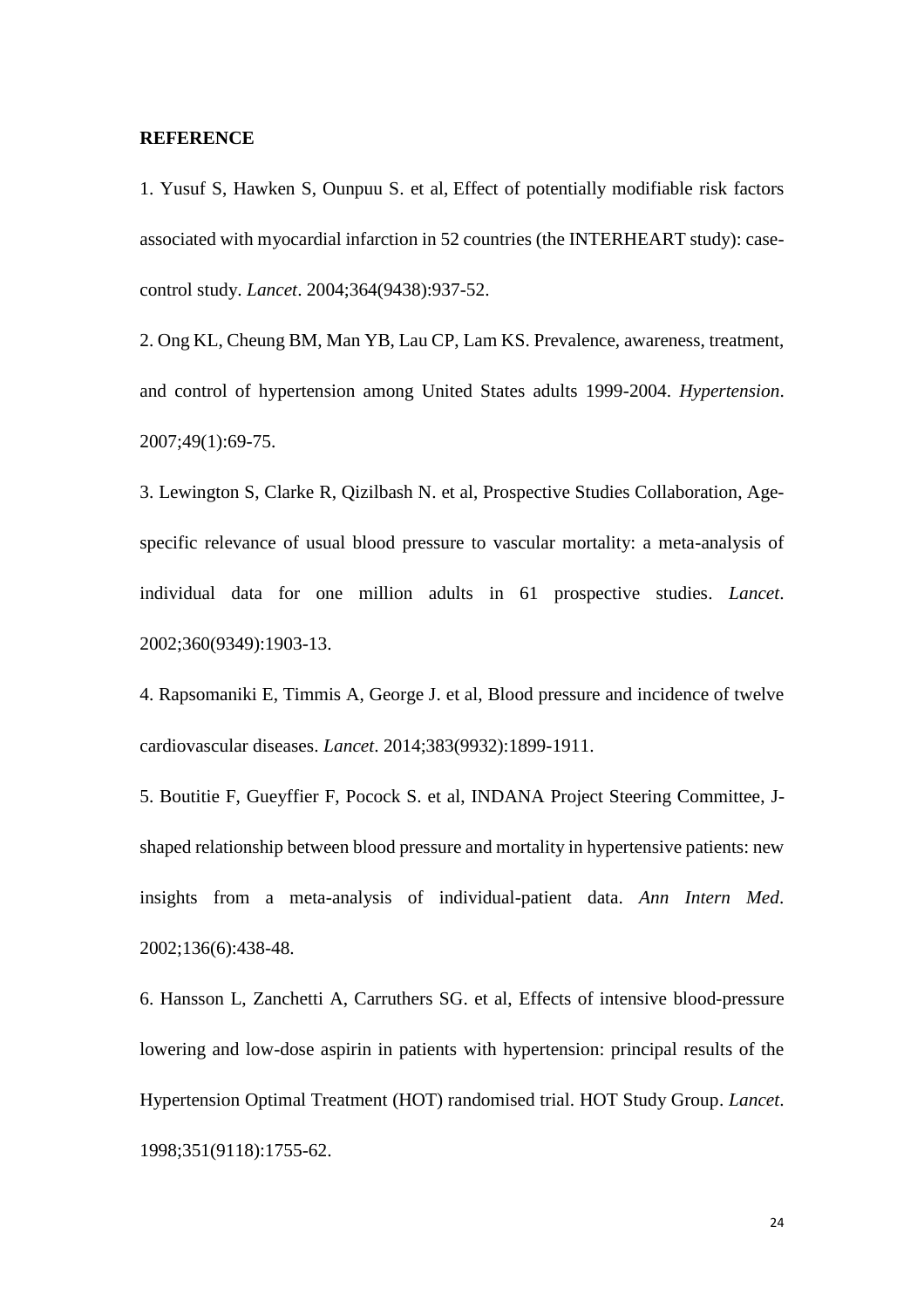**REFERENCE**

1. Yusuf S, Hawken S, Ounpuu S. et al, Effect of potentially modifiable risk factors associated with myocardial infarction in 52 countries (the INTERHEART study): case-control study. *Lancet*. 2004;364(9438):937-52.

2. Ong KL, Cheung BM, Man YB, Lau CP, Lam KS. Prevalence, awareness, treatment, and control of hypertension among United States adults 1999-2004. *Hypertension*. 2007;49(1):69-75.

3. Lewington S, Clarke R, Qizilbash N. et al, Prospective Studies Collaboration, Age-specific relevance of usual blood pressure to vascular mortality: a meta-analysis of individual data for one million adults in 61 prospective studies. *Lancet*. 2002;360(9349):1903-13.

4. Rapsomaniki E, Timmis A, George J. et al, Blood pressure and incidence of twelve cardiovascular diseases. *Lancet*. 2014;383(9932):1899-1911.

5. Boutitie F, Gueyffier F, Pocock S. et al, INDANA Project Steering Committee, J-shaped relationship between blood pressure and mortality in hypertensive patients: new insights from a meta-analysis of individual-patient data. *Ann Intern Med*. 2002;136(6):438-48.

6. Hansson L, Zanchetti A, Carruthers SG. et al, Effects of intensive blood-pressure lowering and low-dose aspirin in patients with hypertension: principal results of the Hypertension Optimal Treatment (HOT) randomised trial. HOT Study Group. *Lancet*. 1998;351(9118):1755-62.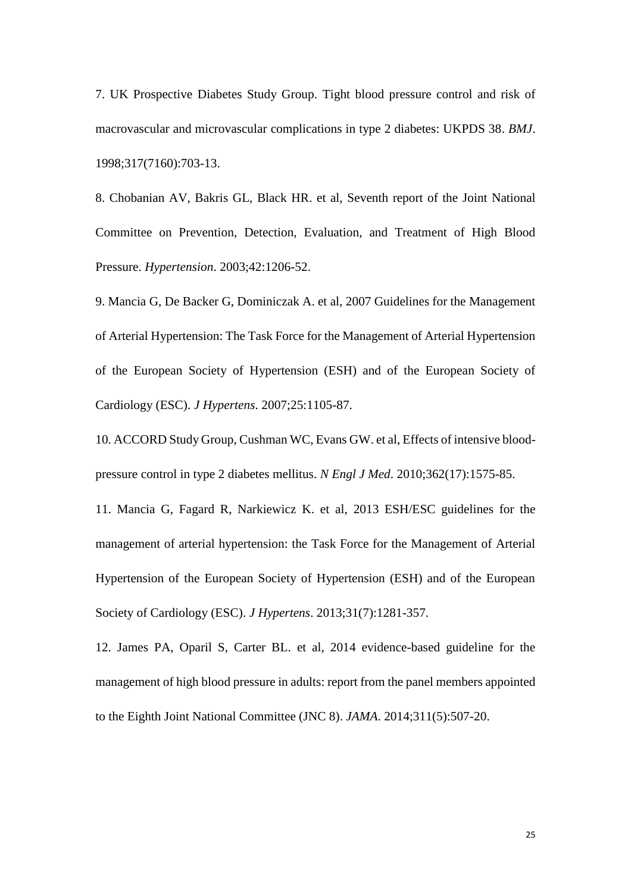7. UK Prospective Diabetes Study Group. Tight blood pressure control and risk of macrovascular and microvascular complications in type 2 diabetes: UKPDS 38. *BMJ*. 1998;317(7160):703-13.

8. Chobanian AV, Bakris GL, Black HR. et al, Seventh report of the Joint National Committee on Prevention, Detection, Evaluation, and Treatment of High Blood Pressure. *Hypertension*. 2003;42:1206-52.

9. Mancia G, De Backer G, Dominiczak A. et al, 2007 Guidelines for the Management of Arterial Hypertension: The Task Force for the Management of Arterial Hypertension of the European Society of Hypertension (ESH) and of the European Society of Cardiology (ESC). *J Hypertens*. 2007;25:1105-87.

10. ACCORD Study Group, Cushman WC, Evans GW. et al, Effects of intensive blood-pressure control in type 2 diabetes mellitus. *N Engl J Med*. 2010;362(17):1575-85.

11. Mancia G, Fagard R, Narkiewicz K. et al, 2013 ESH/ESC guidelines for the management of arterial hypertension: the Task Force for the Management of Arterial Hypertension of the European Society of Hypertension (ESH) and of the European Society of Cardiology (ESC). *J Hypertens*. 2013;31(7):1281-357.

12. James PA, Oparil S, Carter BL. et al, 2014 evidence-based guideline for the management of high blood pressure in adults: report from the panel members appointed to the Eighth Joint National Committee (JNC 8). *JAMA*. 2014;311(5):507-20.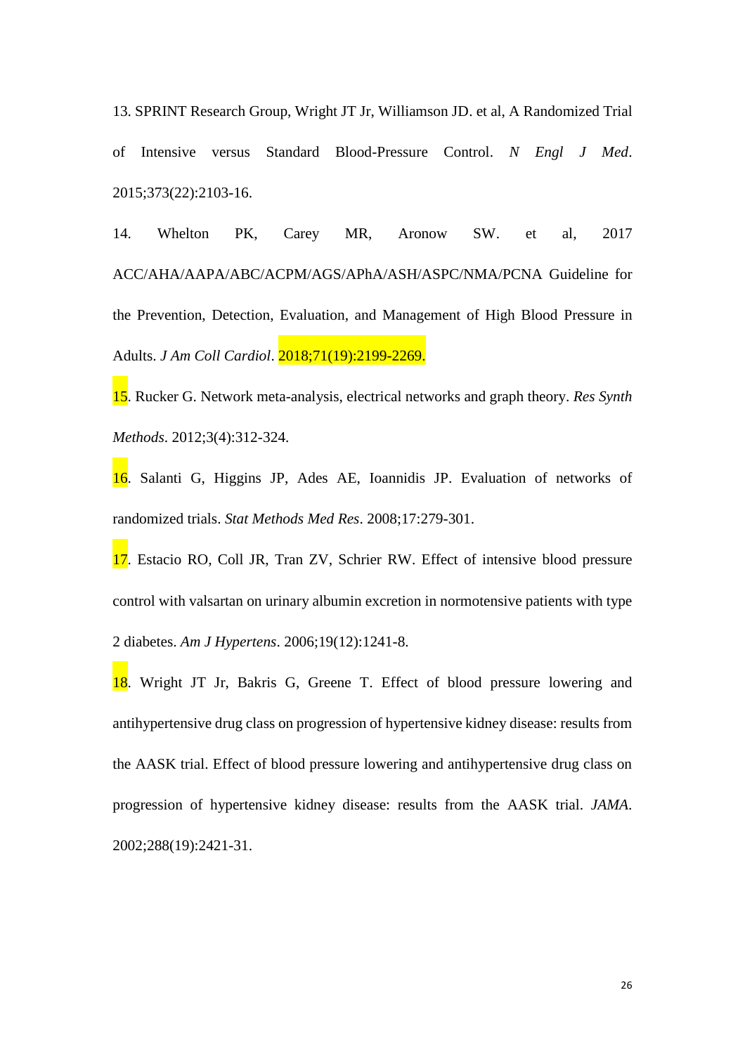13. SPRINT Research Group, Wright JT Jr, Williamson JD. et al, A Randomized Trial of Intensive versus Standard Blood-Pressure Control. *N Engl J Med*. 2015;373(22):2103-16.

14. Whelton PK, Carey MR, Aronow SW. et al, 2017 ACC/AHA/AAPA/ABC/ACPM/AGS/APhA/ASH/ASPC/NMA/PCNA Guideline for the Prevention, Detection, Evaluation, and Management of High Blood Pressure in Adults. *J Am Coll Cardiol*. 2018;71(19):2199-2269.

15. Rucker G. Network meta-analysis, electrical networks and graph theory. *Res Synth Methods*. 2012;3(4):312-324.

16. Salanti G, Higgins JP, Ades AE, Ioannidis JP. Evaluation of networks of randomized trials. *Stat Methods Med Res*. 2008;17:279-301.

17. Estacio RO, Coll JR, Tran ZV, Schrier RW. Effect of intensive blood pressure control with valsartan on urinary albumin excretion in normotensive patients with type 2 diabetes. *Am J Hypertens*. 2006;19(12):1241-8.

18. Wright JT Jr, Bakris G, Greene T. Effect of blood pressure lowering and antihypertensive drug class on progression of hypertensive kidney disease: results from the AASK trial. Effect of blood pressure lowering and antihypertensive drug class on progression of hypertensive kidney disease: results from the AASK trial. *JAMA*. 2002;288(19):2421-31.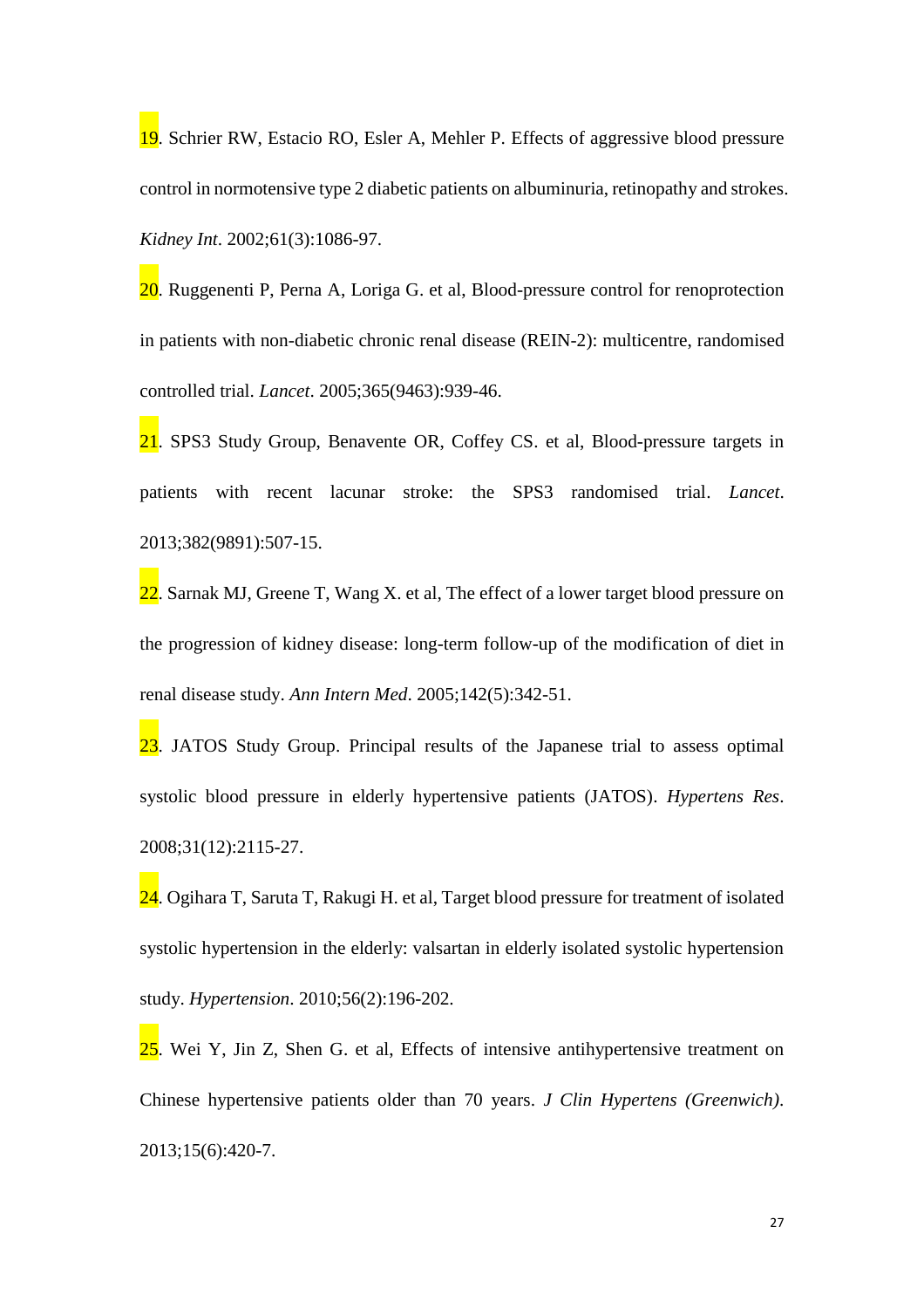19. Schrier RW, Estacio RO, Esler A, Mehler P. Effects of aggressive blood pressure control in normotensive type 2 diabetic patients on albuminuria, retinopathy and strokes. *Kidney Int*. 2002;61(3):1086-97.

20. Ruggenenti P, Perna A, Loriga G. et al, Blood-pressure control for renoprotection in patients with non-diabetic chronic renal disease (REIN-2): multicentre, randomised controlled trial. *Lancet*. 2005;365(9463):939-46.

21. SPS3 Study Group, Benavente OR, Coffey CS. et al, Blood-pressure targets in patients with recent lacunar stroke: the SPS3 randomised trial. *Lancet*. 2013;382(9891):507-15.

22. Sarnak MJ, Greene T, Wang X. et al, The effect of a lower target blood pressure on the progression of kidney disease: long-term follow-up of the modification of diet in renal disease study. *Ann Intern Med*. 2005;142(5):342-51.

23. JATOS Study Group. Principal results of the Japanese trial to assess optimal systolic blood pressure in elderly hypertensive patients (JATOS). *Hypertens Res*. 2008;31(12):2115-27.

24. Ogihara T, Saruta T, Rakugi H. et al, Target blood pressure for treatment of isolated systolic hypertension in the elderly: valsartan in elderly isolated systolic hypertension study. *Hypertension*. 2010;56(2):196-202.

25. Wei Y, Jin Z, Shen G. et al, Effects of intensive antihypertensive treatment on Chinese hypertensive patients older than 70 years. *J Clin Hypertens (Greenwich)*. 2013;15(6):420-7.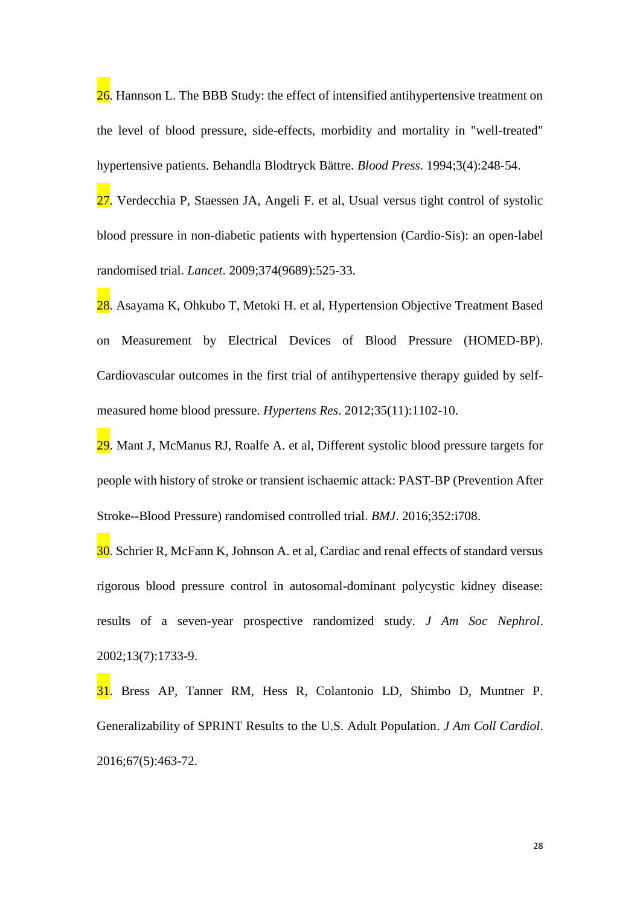26. Hannson L. The BBB Study: the effect of intensified antihypertensive treatment on the level of blood pressure, side-effects, morbidity and mortality in "well-treated" hypertensive patients. Behandla Blodtryck Bättre. *Blood Press*. 1994;3(4):248-54.

27. Verdecchia P, Staessen JA, Angeli F. et al, Usual versus tight control of systolic blood pressure in non-diabetic patients with hypertension (Cardio-Sis): an open-label randomised trial. *Lancet*. 2009;374(9689):525-33.

28. Asayama K, Ohkubo T, Metoki H. et al, Hypertension Objective Treatment Based on Measurement by Electrical Devices of Blood Pressure (HOMED-BP). Cardiovascular outcomes in the first trial of antihypertensive therapy guided by self-measured home blood pressure. *Hypertens Res*. 2012;35(11):1102-10.

29. Mant J, McManus RJ, Roalfe A. et al, Different systolic blood pressure targets for people with history of stroke or transient ischaemic attack: PAST-BP (Prevention After Stroke--Blood Pressure) randomised controlled trial. *BMJ*. 2016;352:i708.

30. Schrier R, McFann K, Johnson A. et al, Cardiac and renal effects of standard versus rigorous blood pressure control in autosomal-dominant polycystic kidney disease: results of a seven-year prospective randomized study. *J Am Soc Nephrol*. 2002;13(7):1733-9.

31. Bress AP, Tanner RM, Hess R, Colantonio LD, Shimbo D, Muntner P. Generalizability of SPRINT Results to the U.S. Adult Population. *J Am Coll Cardiol*. 2016;67(5):463-72.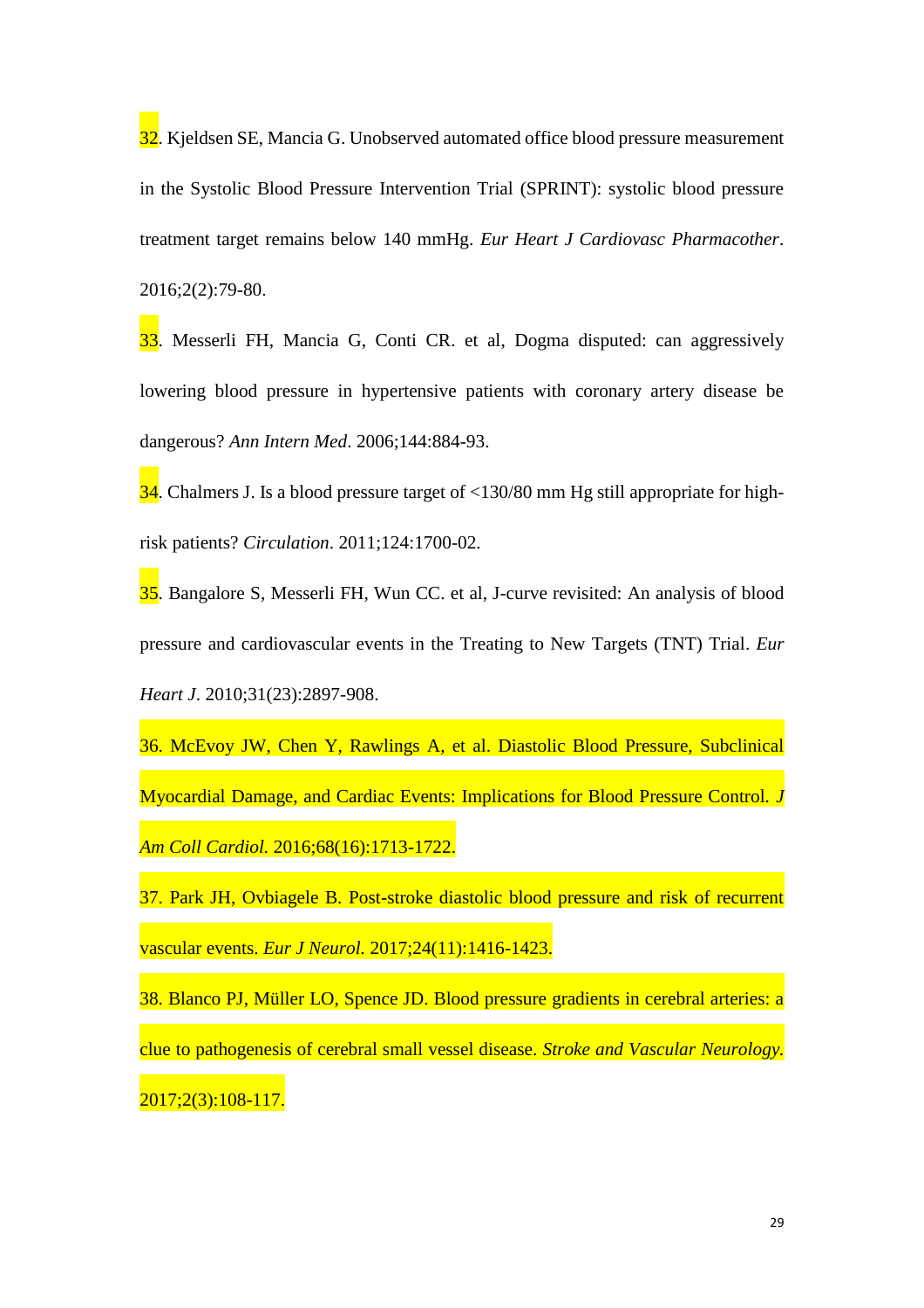32. Kjeldsen SE, Mancia G. Unobserved automated office blood pressure measurement in the Systolic Blood Pressure Intervention Trial (SPRINT): systolic blood pressure treatment target remains below 140 mmHg. *Eur Heart J Cardiovasc Pharmacother*. 2016;2(2):79-80.

33. Messerli FH, Mancia G, Conti CR. et al, Dogma disputed: can aggressively lowering blood pressure in hypertensive patients with coronary artery disease be dangerous? *Ann Intern Med*. 2006;144:884-93.

34. Chalmers J. Is a blood pressure target of <130/80 mm Hg still appropriate for high-risk patients? *Circulation*. 2011;124:1700-02.

35. Bangalore S, Messerli FH, Wun CC. et al, J-curve revisited: An analysis of blood pressure and cardiovascular events in the Treating to New Targets (TNT) Trial. *Eur Heart J*. 2010;31(23):2897-908.

36. McEvoy JW, Chen Y, Rawlings A, et al. Diastolic Blood Pressure, Subclinical Myocardial Damage, and Cardiac Events: Implications for Blood Pressure Control. *J Am Coll Cardiol.* 2016;68(16):1713-1722.

37. Park JH, Ovbiagele B. Post-stroke diastolic blood pressure and risk of recurrent vascular events. *Eur J Neurol.* 2017;24(11):1416-1423.

38. Blanco PJ, Müller LO, Spence JD. Blood pressure gradients in cerebral arteries: a clue to pathogenesis of cerebral small vessel disease. *Stroke and Vascular Neurology.* 2017;2(3):108-117.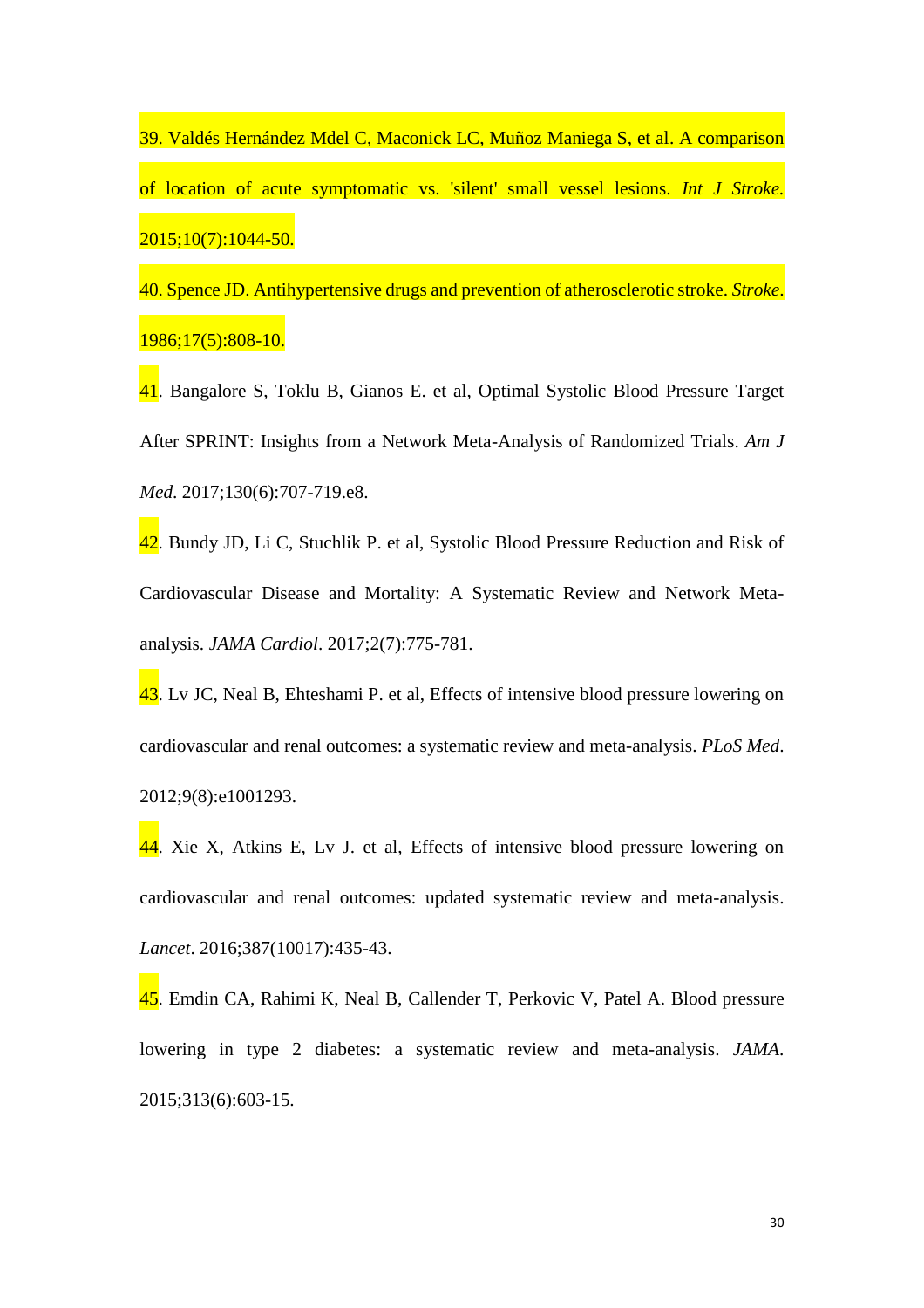39. Valdés Hernández Mdel C, Maconick LC, Muñoz Maniega S, et al. A comparison of location of acute symptomatic vs. 'silent' small vessel lesions. *Int J Stroke*. 2015;10(7):1044-50.

40. Spence JD. Antihypertensive drugs and prevention of atherosclerotic stroke. *Stroke*. 1986;17(5):808-10.

41. Bangalore S, Toklu B, Gianos E. et al, Optimal Systolic Blood Pressure Target After SPRINT: Insights from a Network Meta-Analysis of Randomized Trials. *Am J Med*. 2017;130(6):707-719.e8.

42. Bundy JD, Li C, Stuchlik P. et al, Systolic Blood Pressure Reduction and Risk of Cardiovascular Disease and Mortality: A Systematic Review and Network Meta-analysis. *JAMA Cardiol*. 2017;2(7):775-781.

43. Lv JC, Neal B, Ehteshami P. et al, Effects of intensive blood pressure lowering on cardiovascular and renal outcomes: a systematic review and meta-analysis. *PLoS Med*. 2012;9(8):e1001293.

44. Xie X, Atkins E, Lv J. et al, Effects of intensive blood pressure lowering on cardiovascular and renal outcomes: updated systematic review and meta-analysis. *Lancet*. 2016;387(10017):435-43.

45. Emdin CA, Rahimi K, Neal B, Callender T, Perkovic V, Patel A. Blood pressure lowering in type 2 diabetes: a systematic review and meta-analysis. *JAMA*. 2015;313(6):603-15.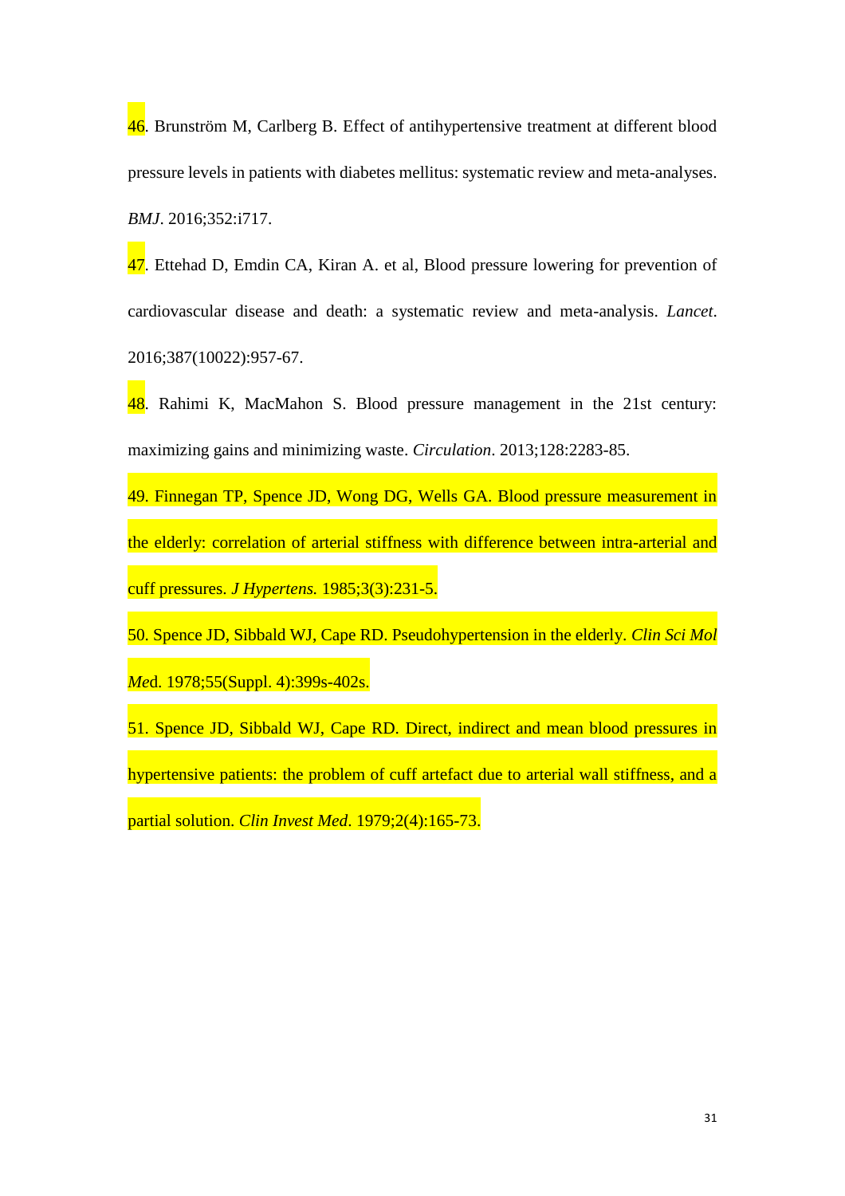46. Brunström M, Carlberg B. Effect of antihypertensive treatment at different blood pressure levels in patients with diabetes mellitus: systematic review and meta-analyses. *BMJ*. 2016;352:i717.

47. Ettehad D, Emdin CA, Kiran A. et al, Blood pressure lowering for prevention of cardiovascular disease and death: a systematic review and meta-analysis. *Lancet*. 2016;387(10022):957-67.

48. Rahimi K, MacMahon S. Blood pressure management in the 21st century: maximizing gains and minimizing waste. *Circulation*. 2013;128:2283-85.

49. Finnegan TP, Spence JD, Wong DG, Wells GA. Blood pressure measurement in the elderly: correlation of arterial stiffness with difference between intra-arterial and cuff pressures. *J Hypertens.* 1985;3(3):231-5.

50. Spence JD, Sibbald WJ, Cape RD. Pseudohypertension in the elderly. *Clin Sci Mol Me*d. 1978;55(Suppl. 4):399s-402s.

51. Spence JD, Sibbald WJ, Cape RD. Direct, indirect and mean blood pressures in hypertensive patients: the problem of cuff artefact due to arterial wall stiffness, and a partial solution. *Clin Invest Med*. 1979;2(4):165-73.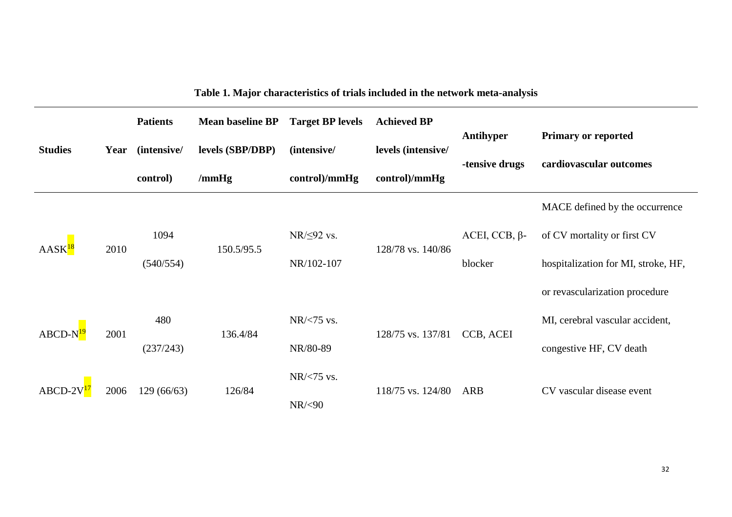**Table 1. Major characteristics of trials included in the network meta-analysis**

| Studies | Year | Patients (intensive/ control) | Mean baseline BP levels (SBP/DBP) /mmHg | Target BP levels (intensive/ control)/mmHg | Achieved BP levels (intensive/ control)/mmHg | Antihyper -tensive drugs | Primary or reported cardiovascular outcomes |
|---|---|---|---|---|---|---|---|
| AASK[18] | 2010 | 1094 (540/554) | 150.5/95.5 | NR/≤92 vs. NR/102-107 | 128/78 vs. 140/86 | ACEI, CCB, β-blocker | MACE defined by the occurrence of CV mortality or first CV hospitalization for MI, stroke, HF, or revascularization procedure |
| ABCD-N[19] | 2001 | 480 (237/243) | 136.4/84 | NR/<75 vs. NR/80-89 | 128/75 vs. 137/81 | CCB, ACEI | MI, cerebral vascular accident, congestive HF, CV death |
| ABCD-2V[17] | 2006 | 129 (66/63) | 126/84 | NR/<75 vs. NR/<90 | 118/75 vs. 124/80 | ARB | CV vascular disease event |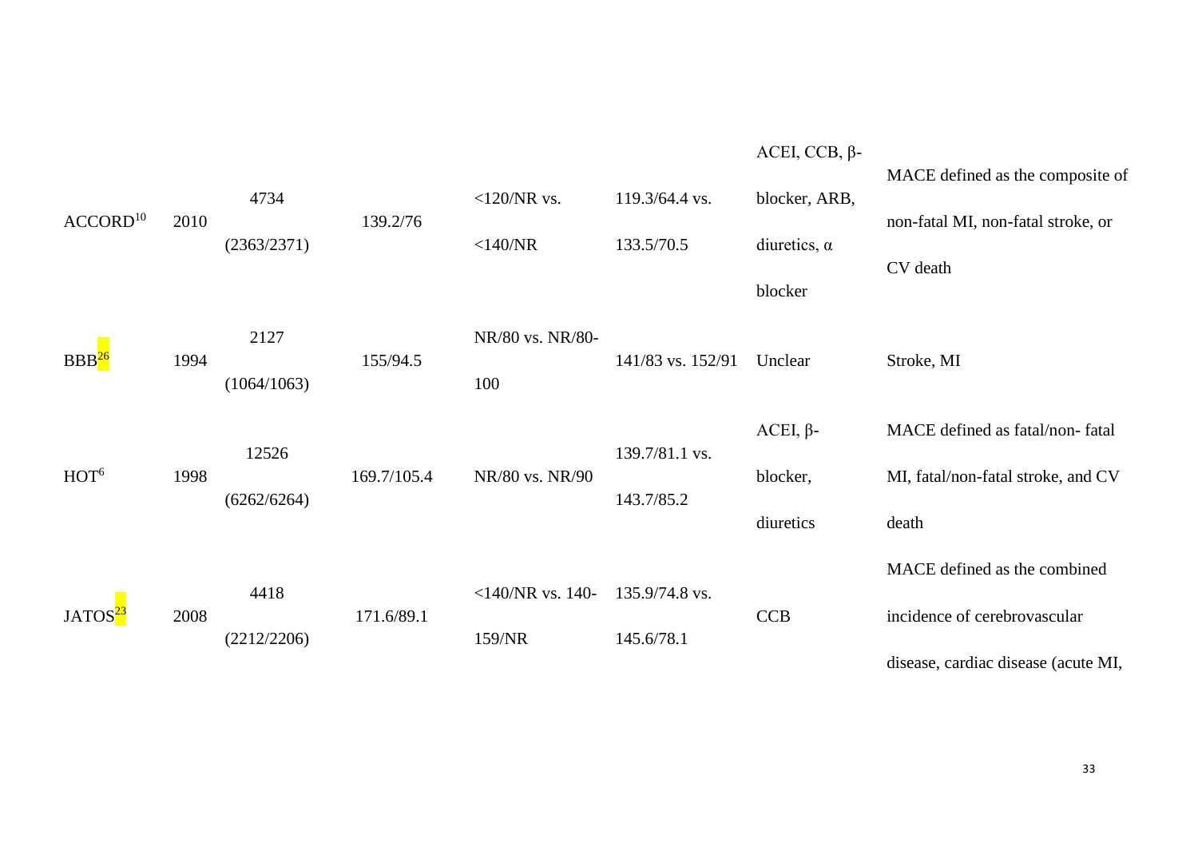| | | | | | | | |
|---|---|---|---|---|---|---|---|
| ACCORD[10] | 2010 | 4734 (2363/2371) | 139.2/76 | <120/NR vs. <140/NR | 119.3/64.4 vs. 133.5/70.5 | ACEI, CCB, β-blocker, ARB, diuretics, α blocker | MACE defined as the composite of non-fatal MI, non-fatal stroke, or CV death |
| BBB[26] | 1994 | 2127 (1064/1063) | 155/94.5 | NR/80 vs. NR/80-100 | 141/83 vs. 152/91 | Unclear | Stroke, MI |
| HOT[6] | 1998 | 12526 (6262/6264) | 169.7/105.4 | NR/80 vs. NR/90 | 139.7/81.1 vs. 143.7/85.2 | ACEI, β-blocker, diuretics | MACE defined as fatal/non- fatal MI, fatal/non-fatal stroke, and CV death |
| JATOS[23] | 2008 | 4418 (2212/2206) | 171.6/89.1 | <140/NR vs. 140-159/NR | 135.9/74.8 vs. 145.6/78.1 | CCB | MACE defined as the combined incidence of cerebrovascular disease, cardiac disease (acute MI, |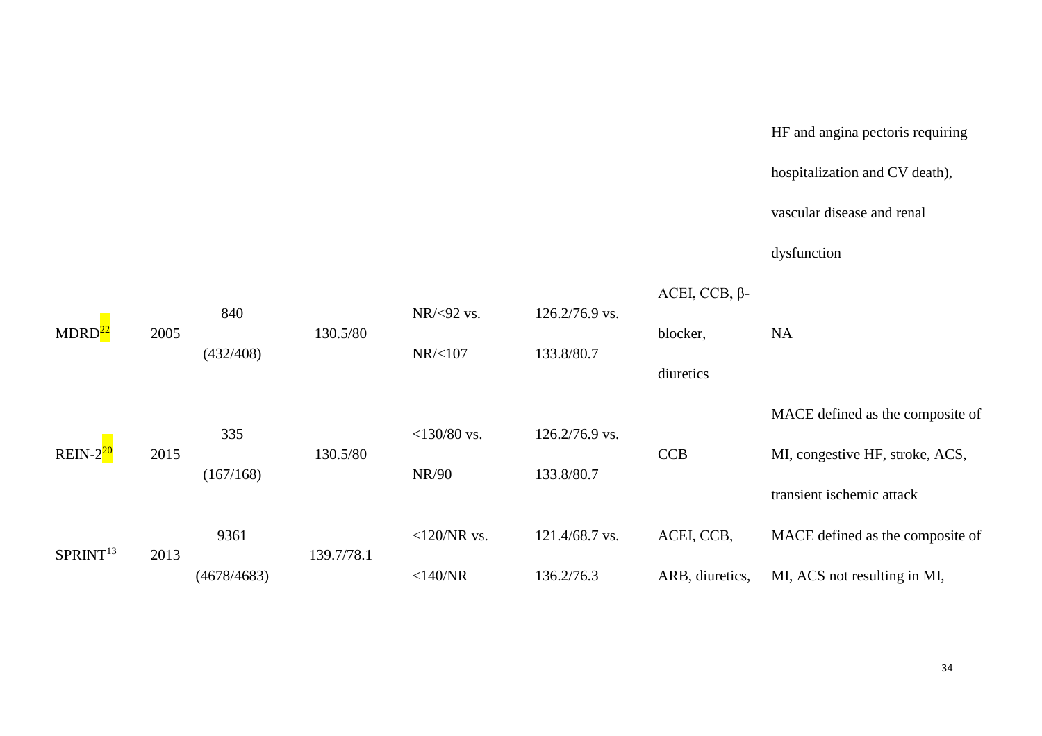| | | | | | | | |
|---|---|---|---|---|---|---|---|
| | | | | | | | HF and angina pectoris requiring hospitalization and CV death), vascular disease and renal dysfunction |
| MDRD[22] | 2005 | 840 (432/408) | 130.5/80 | NR/<92 vs. NR/<107 | 126.2/76.9 vs. 133.8/80.7 | ACEI, CCB, β-blocker, diuretics | NA |
| REIN-2[20] | 2015 | 335 (167/168) | 130.5/80 | <130/80 vs. NR/90 | 126.2/76.9 vs. 133.8/80.7 | CCB | MACE defined as the composite of MI, congestive HF, stroke, ACS, transient ischemic attack |
| SPRINT[13] | 2013 | 9361 (4678/4683) | 139.7/78.1 | <120/NR vs. <140/NR | 121.4/68.7 vs. 136.2/76.3 | ACEI, CCB, ARB, diuretics, | MACE defined as the composite of MI, ACS not resulting in MI, |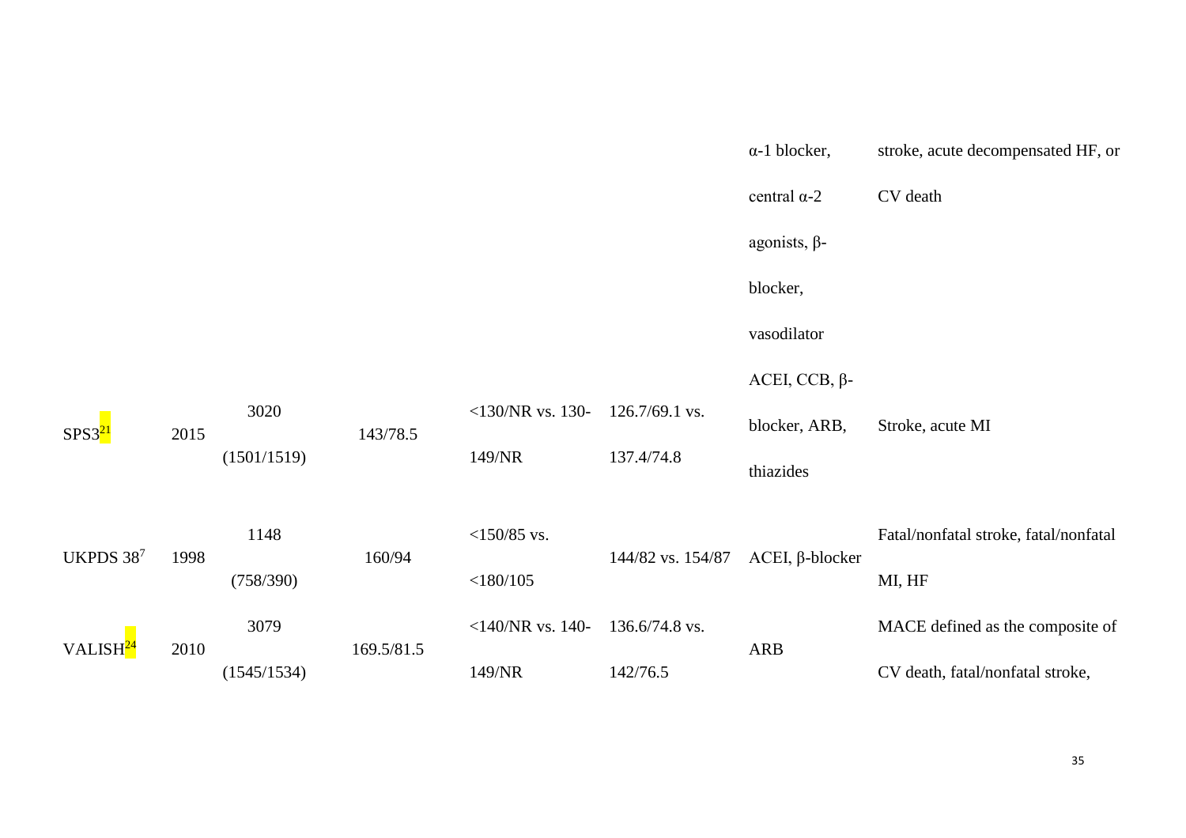| | | | | | | α-1 blocker, central α-2 agonists, β-blocker, vasodilator | stroke, acute decompensated HF, or CV death |
|---|---|---|---|---|---|---|---|
| SPS3[21] | 2015 | 3020 (1501/1519) | 143/78.5 | <130/NR vs. 130-149/NR | 126.7/69.1 vs. 137.4/74.8 | ACEI, CCB, β-blocker, ARB, thiazides | Stroke, acute MI |
| UKPDS 38[7] | 1998 | 1148 (758/390) | 160/94 | <150/85 vs. <180/105 | 144/82 vs. 154/87 | ACEI, β-blocker | Fatal/nonfatal stroke, fatal/nonfatal MI, HF |
| VALISH[24] | 2010 | 3079 (1545/1534) | 169.5/81.5 | <140/NR vs. 140-149/NR | 136.6/74.8 vs. 142/76.5 | ARB | MACE defined as the composite of CV death, fatal/nonfatal stroke, |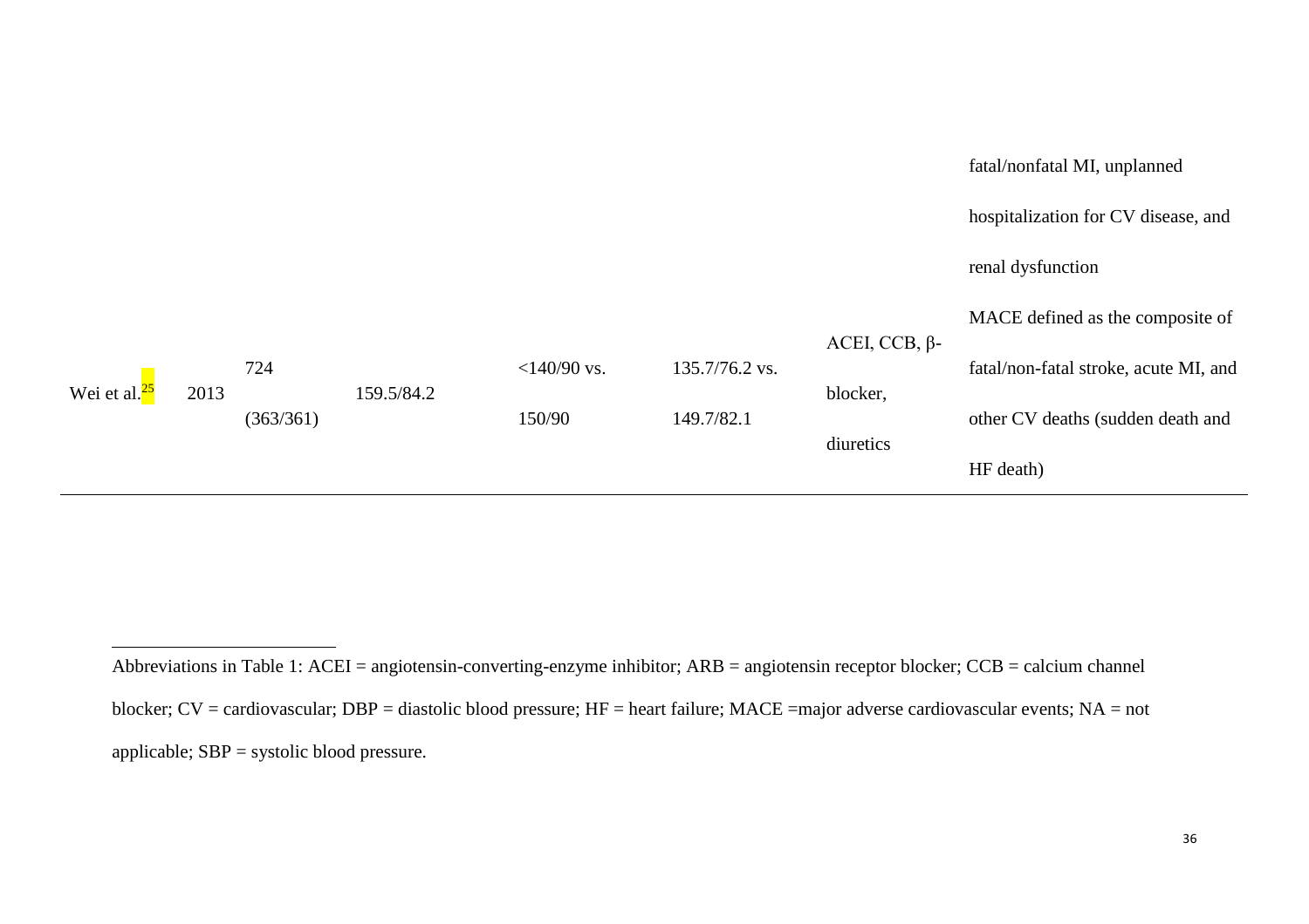| | | | | | | | |
|---|---|---|---|---|---|---|---|
| | | | | | | | fatal/nonfatal MI, unplanned hospitalization for CV disease, and renal dysfunction |
| Wei et al.[25] | 2013 | 724 (363/361) | 159.5/84.2 | <140/90 vs. 150/90 | 135.7/76.2 vs. 149.7/82.1 | ACEI, CCB, β-blocker, diuretics | MACE defined as the composite of fatal/non-fatal stroke, acute MI, and other CV deaths (sudden death and HF death) |

Abbreviations in Table 1: ACEI = angiotensin-converting-enzyme inhibitor; ARB = angiotensin receptor blocker; CCB = calcium channel blocker; CV = cardiovascular; DBP = diastolic blood pressure; HF = heart failure; MACE =major adverse cardiovascular events; NA = not applicable; SBP = systolic blood pressure.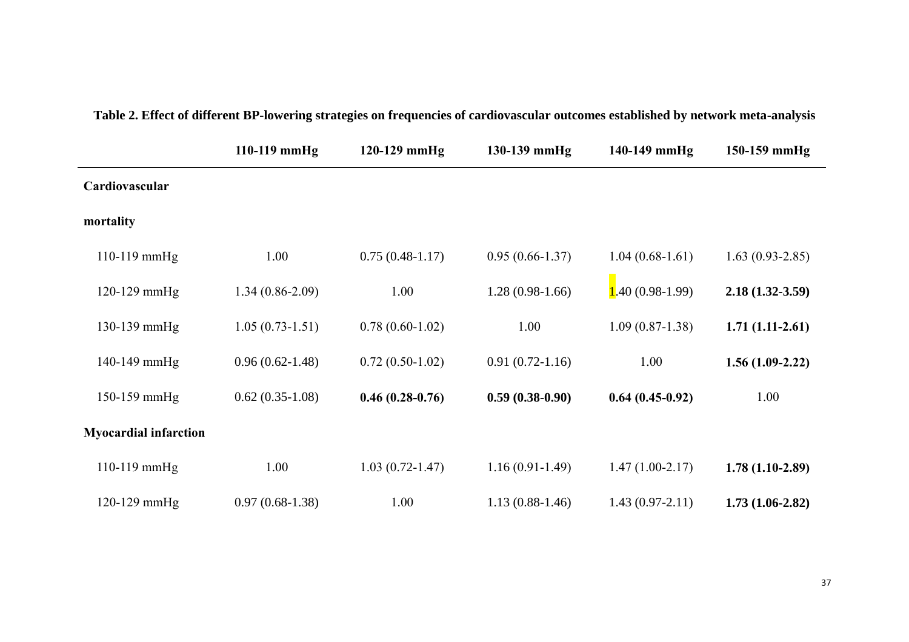**Table 2. Effect of different BP-lowering strategies on frequencies of cardiovascular outcomes established by network meta-analysis**

| | 110-119 mmHg | 120-129 mmHg | 130-139 mmHg | 140-149 mmHg | 150-159 mmHg |
|---|---|---|---|---|---|
| **Cardiovascular mortality** | | | | | |
| 110-119 mmHg | 1.00 | 0.75 (0.48-1.17) | 0.95 (0.66-1.37) | 1.04 (0.68-1.61) | 1.63 (0.93-2.85) |
| 120-129 mmHg | 1.34 (0.86-2.09) | 1.00 | 1.28 (0.98-1.66) | 1.40 (0.98-1.99) | **2.18 (1.32-3.59)** |
| 130-139 mmHg | 1.05 (0.73-1.51) | 0.78 (0.60-1.02) | 1.00 | 1.09 (0.87-1.38) | **1.71 (1.11-2.61)** |
| 140-149 mmHg | 0.96 (0.62-1.48) | 0.72 (0.50-1.02) | 0.91 (0.72-1.16) | 1.00 | **1.56 (1.09-2.22)** |
| 150-159 mmHg | 0.62 (0.35-1.08) | **0.46 (0.28-0.76)** | **0.59 (0.38-0.90)** | **0.64 (0.45-0.92)** | 1.00 |
| **Myocardial infarction** | | | | | |
| 110-119 mmHg | 1.00 | 1.03 (0.72-1.47) | 1.16 (0.91-1.49) | 1.47 (1.00-2.17) | **1.78 (1.10-2.89)** |
| 120-129 mmHg | 0.97 (0.68-1.38) | 1.00 | 1.13 (0.88-1.46) | 1.43 (0.97-2.11) | **1.73 (1.06-2.82)** |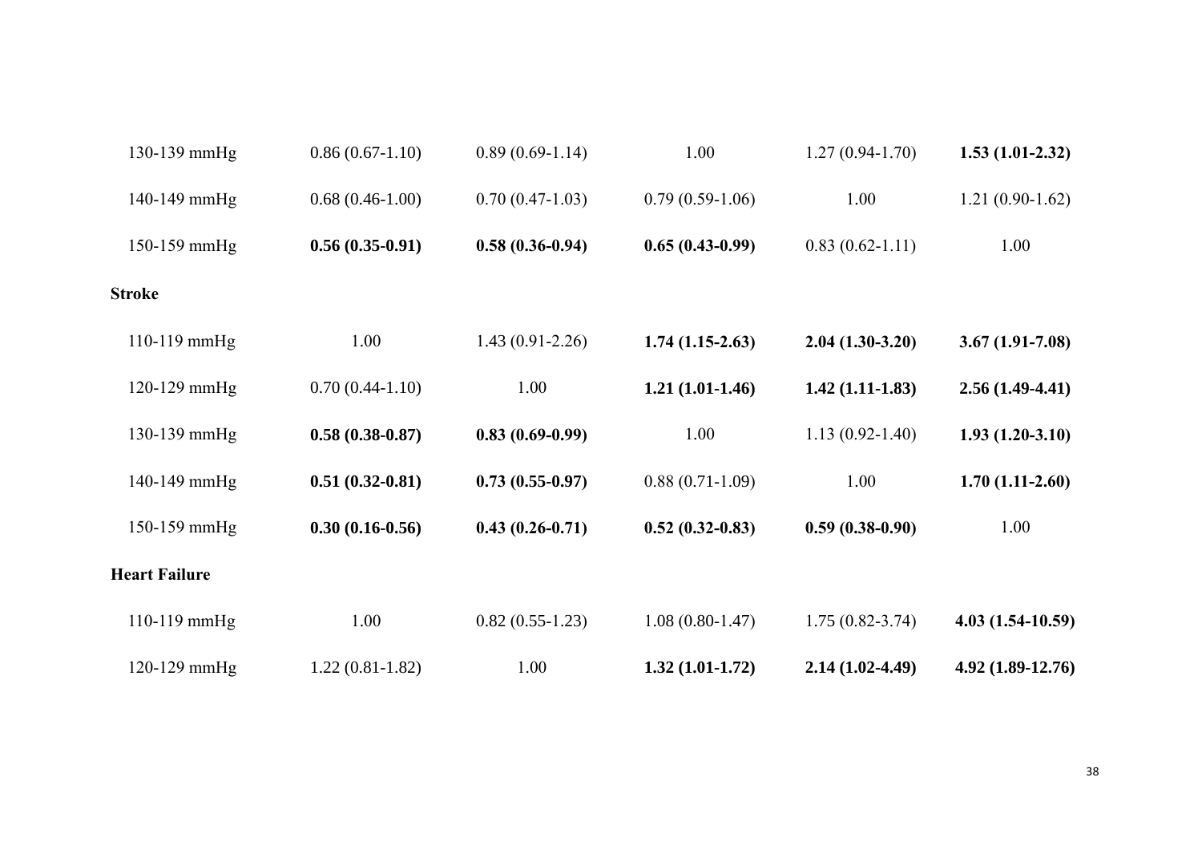| | | | | | |
|---|---|---|---|---|---|
| 130-139 mmHg | 0.86 (0.67-1.10) | 0.89 (0.69-1.14) | 1.00 | 1.27 (0.94-1.70) | **1.53 (1.01-2.32)** |
| 140-149 mmHg | 0.68 (0.46-1.00) | 0.70 (0.47-1.03) | 0.79 (0.59-1.06) | 1.00 | 1.21 (0.90-1.62) |
| 150-159 mmHg | **0.56 (0.35-0.91)** | **0.58 (0.36-0.94)** | **0.65 (0.43-0.99)** | 0.83 (0.62-1.11) | 1.00 |
| **Stroke** | | | | | |
| 110-119 mmHg | 1.00 | 1.43 (0.91-2.26) | **1.74 (1.15-2.63)** | **2.04 (1.30-3.20)** | **3.67 (1.91-7.08)** |
| 120-129 mmHg | 0.70 (0.44-1.10) | 1.00 | **1.21 (1.01-1.46)** | **1.42 (1.11-1.83)** | **2.56 (1.49-4.41)** |
| 130-139 mmHg | **0.58 (0.38-0.87)** | **0.83 (0.69-0.99)** | 1.00 | 1.13 (0.92-1.40) | **1.93 (1.20-3.10)** |
| 140-149 mmHg | **0.51 (0.32-0.81)** | **0.73 (0.55-0.97)** | 0.88 (0.71-1.09) | 1.00 | **1.70 (1.11-2.60)** |
| 150-159 mmHg | **0.30 (0.16-0.56)** | **0.43 (0.26-0.71)** | **0.52 (0.32-0.83)** | **0.59 (0.38-0.90)** | 1.00 |
| **Heart Failure** | | | | | |
| 110-119 mmHg | 1.00 | 0.82 (0.55-1.23) | 1.08 (0.80-1.47) | 1.75 (0.82-3.74) | **4.03 (1.54-10.59)** |
| 120-129 mmHg | 1.22 (0.81-1.82) | 1.00 | **1.32 (1.01-1.72)** | **2.14 (1.02-4.49)** | **4.92 (1.89-12.76)** |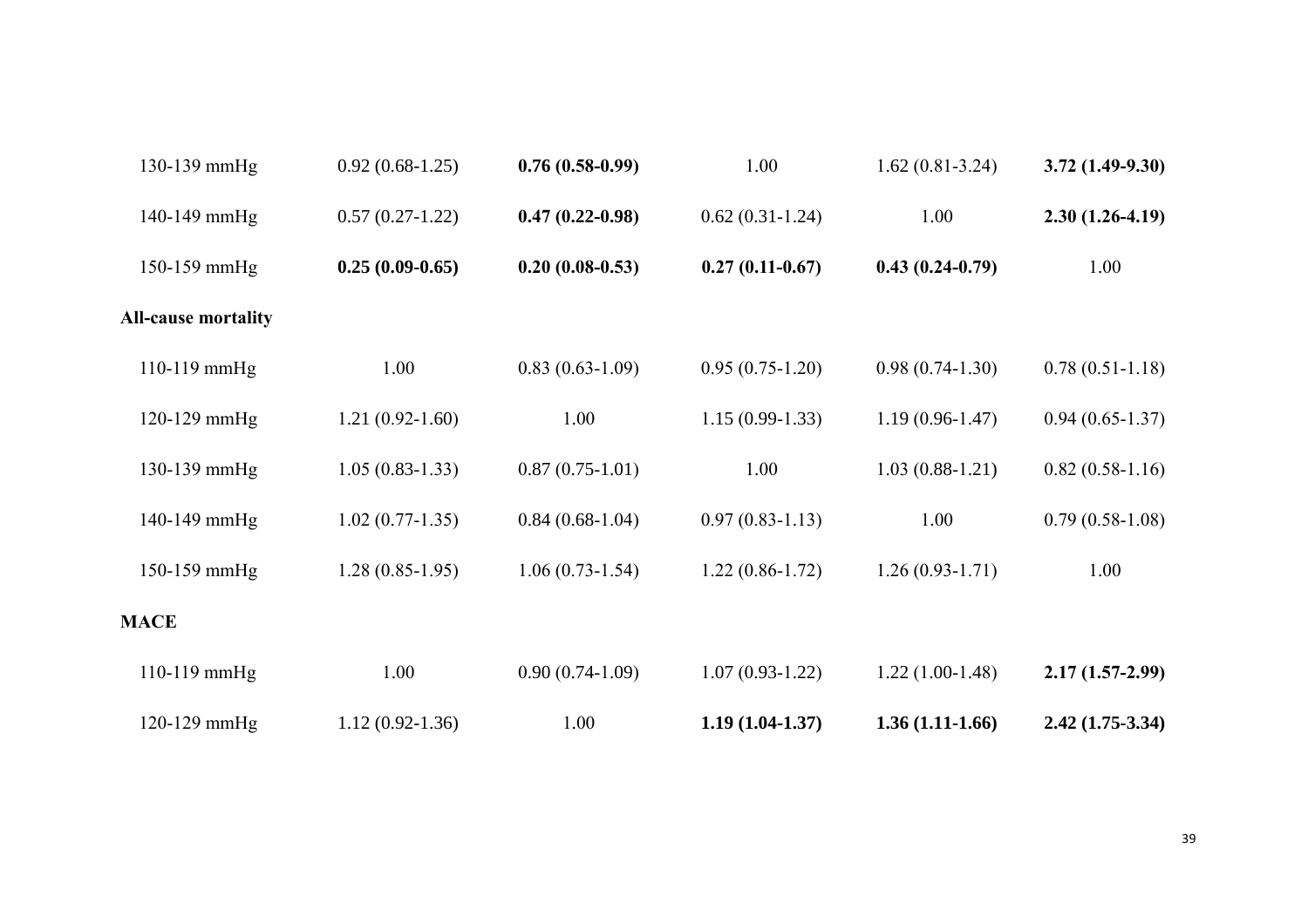| | | | | | |
|---|---|---|---|---|---|
| 130-139 mmHg | 0.92 (0.68-1.25) | **0.76 (0.58-0.99)** | 1.00 | 1.62 (0.81-3.24) | **3.72 (1.49-9.30)** |
| 140-149 mmHg | 0.57 (0.27-1.22) | **0.47 (0.22-0.98)** | 0.62 (0.31-1.24) | 1.00 | **2.30 (1.26-4.19)** |
| 150-159 mmHg | **0.25 (0.09-0.65)** | **0.20 (0.08-0.53)** | **0.27 (0.11-0.67)** | **0.43 (0.24-0.79)** | 1.00 |
| **All-cause mortality** | | | | | |
| 110-119 mmHg | 1.00 | 0.83 (0.63-1.09) | 0.95 (0.75-1.20) | 0.98 (0.74-1.30) | 0.78 (0.51-1.18) |
| 120-129 mmHg | 1.21 (0.92-1.60) | 1.00 | 1.15 (0.99-1.33) | 1.19 (0.96-1.47) | 0.94 (0.65-1.37) |
| 130-139 mmHg | 1.05 (0.83-1.33) | 0.87 (0.75-1.01) | 1.00 | 1.03 (0.88-1.21) | 0.82 (0.58-1.16) |
| 140-149 mmHg | 1.02 (0.77-1.35) | 0.84 (0.68-1.04) | 0.97 (0.83-1.13) | 1.00 | 0.79 (0.58-1.08) |
| 150-159 mmHg | 1.28 (0.85-1.95) | 1.06 (0.73-1.54) | 1.22 (0.86-1.72) | 1.26 (0.93-1.71) | 1.00 |
| **MACE** | | | | | |
| 110-119 mmHg | 1.00 | 0.90 (0.74-1.09) | 1.07 (0.93-1.22) | 1.22 (1.00-1.48) | **2.17 (1.57-2.99)** |
| 120-129 mmHg | 1.12 (0.92-1.36) | 1.00 | **1.19 (1.04-1.37)** | **1.36 (1.11-1.66)** | **2.42 (1.75-3.34)** |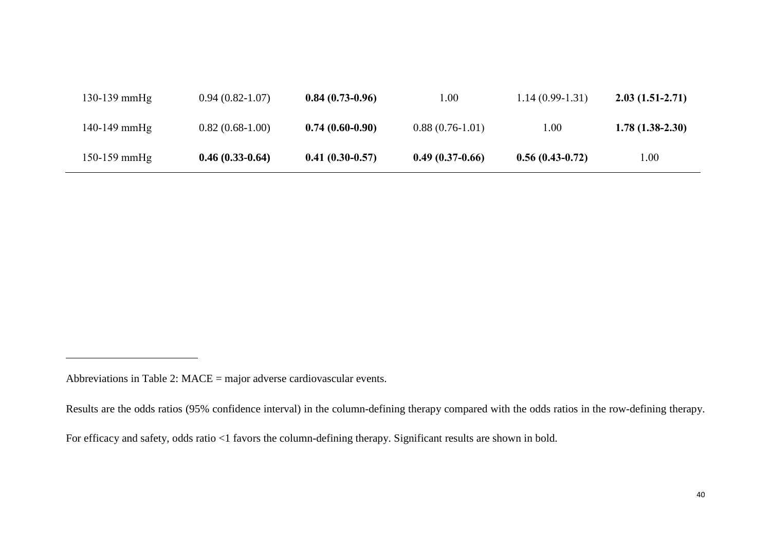| | | | | | |
|---|---|---|---|---|---|
| 130-139 mmHg | 0.94 (0.82-1.07) | **0.84 (0.73-0.96)** | 1.00 | 1.14 (0.99-1.31) | **2.03 (1.51-2.71)** |
| 140-149 mmHg | 0.82 (0.68-1.00) | **0.74 (0.60-0.90)** | 0.88 (0.76-1.01) | 1.00 | **1.78 (1.38-2.30)** |
| 150-159 mmHg | **0.46 (0.33-0.64)** | **0.41 (0.30-0.57)** | **0.49 (0.37-0.66)** | **0.56 (0.43-0.72)** | 1.00 |

Abbreviations in Table 2: MACE = major adverse cardiovascular events.

Results are the odds ratios (95% confidence interval) in the column-defining therapy compared with the odds ratios in the row-defining therapy.

For efficacy and safety, odds ratio <1 favors the column-defining therapy. Significant results are shown in bold.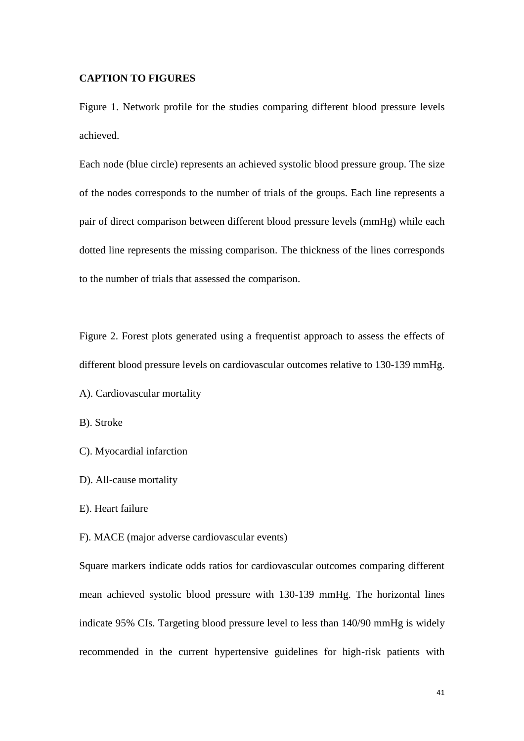**CAPTION TO FIGURES**

Figure 1. Network profile for the studies comparing different blood pressure levels achieved.

Each node (blue circle) represents an achieved systolic blood pressure group. The size of the nodes corresponds to the number of trials of the groups. Each line represents a pair of direct comparison between different blood pressure levels (mmHg) while each dotted line represents the missing comparison. The thickness of the lines corresponds to the number of trials that assessed the comparison.

Figure 2. Forest plots generated using a frequentist approach to assess the effects of different blood pressure levels on cardiovascular outcomes relative to 130-139 mmHg.

A). Cardiovascular mortality

B). Stroke

C). Myocardial infarction

D). All-cause mortality

E). Heart failure

F). MACE (major adverse cardiovascular events)

Square markers indicate odds ratios for cardiovascular outcomes comparing different mean achieved systolic blood pressure with 130-139 mmHg. The horizontal lines indicate 95% CIs. Targeting blood pressure level to less than 140/90 mmHg is widely recommended in the current hypertensive guidelines for high-risk patients with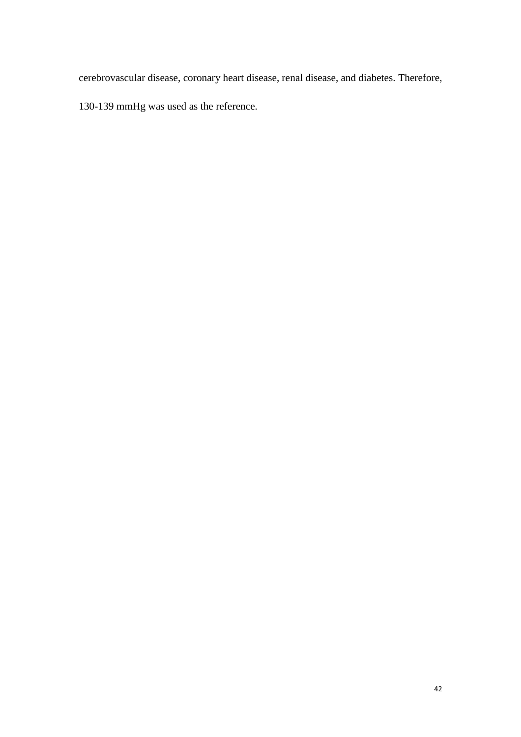cerebrovascular disease, coronary heart disease, renal disease, and diabetes. Therefore, 130-139 mmHg was used as the reference.